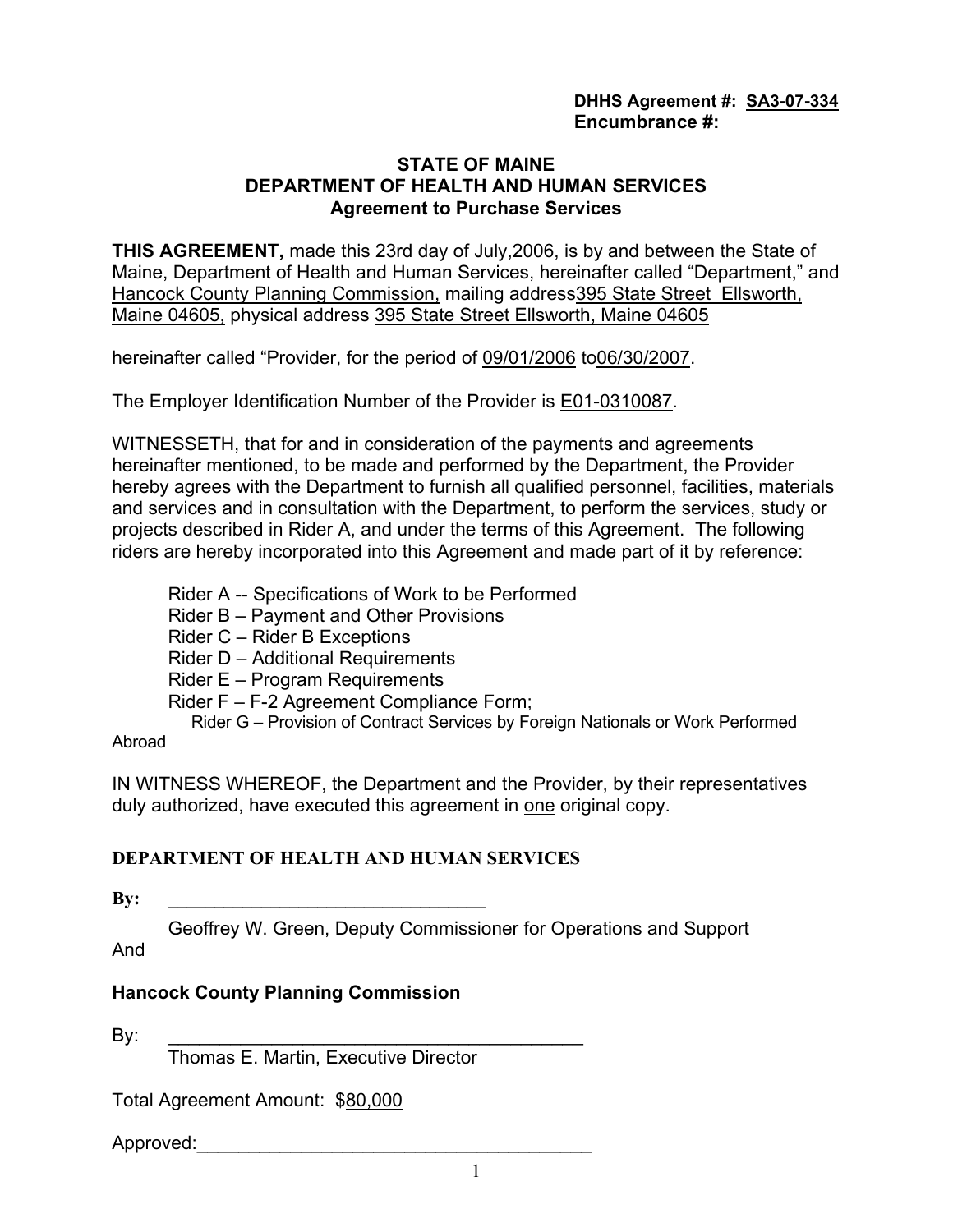**DHHS Agreement #: SA3-07-334**
**Encumbrance #:**

# STATE OF MAINE
## DEPARTMENT OF HEALTH AND HUMAN SERVICES
### Agreement to Purchase Services

**THIS AGREEMENT,** made this 23rd day of July,2006, is by and between the State of Maine, Department of Health and Human Services, hereinafter called "Department," and Hancock County Planning Commission, mailing address395 State Street  Ellsworth, Maine 04605, physical address 395 State Street Ellsworth, Maine 04605

hereinafter called "Provider, for the period of 09/01/2006 to06/30/2007.

The Employer Identification Number of the Provider is E01-0310087.

WITNESSETH, that for and in consideration of the payments and agreements hereinafter mentioned, to be made and performed by the Department, the Provider hereby agrees with the Department to furnish all qualified personnel, facilities, materials and services and in consultation with the Department, to perform the services, study or projects described in Rider A, and under the terms of this Agreement. The following riders are hereby incorporated into this Agreement and made part of it by reference:

- Rider A -- Specifications of Work to be Performed
- Rider B – Payment and Other Provisions
- Rider C – Rider B Exceptions
- Rider D – Additional Requirements
- Rider E – Program Requirements
- Rider F – F-2 Agreement Compliance Form;
- Rider G – Provision of Contract Services by Foreign Nationals or Work Performed Abroad

IN WITNESS WHEREOF, the Department and the Provider, by their representatives duly authorized, have executed this agreement in one original copy.

**DEPARTMENT OF HEALTH AND HUMAN SERVICES**

**By:** ________________________________

Geoffrey W. Green, Deputy Commissioner for Operations and Support

And

**Hancock County Planning Commission**

By: ________________________________

Thomas E. Martin, Executive Director

Total Agreement Amount: $80,000

Approved:________________________________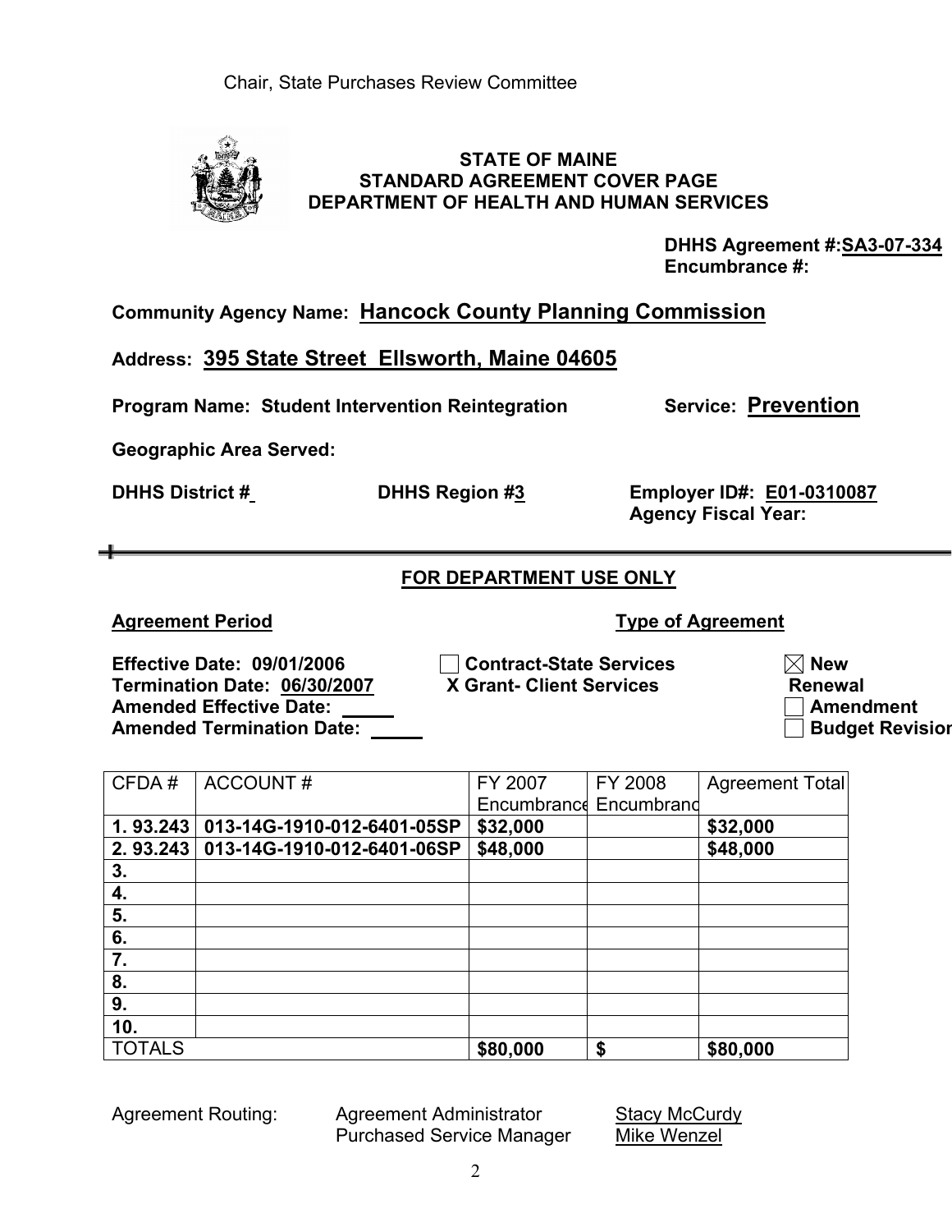Chair, State Purchases Review Committee

**STATE OF MAINE**
**STANDARD AGREEMENT COVER PAGE**
**DEPARTMENT OF HEALTH AND HUMAN SERVICES**

**DHHS Agreement #:SA3-07-334**
**Encumbrance #:**

**Community Agency Name: Hancock County Planning Commission**

**Address: 395 State Street Ellsworth, Maine 04605**

**Program Name: Student Intervention Reintegration** **Service: Prevention**

**Geographic Area Served:**

**DHHS District #** **DHHS Region #3** **Employer ID#: E01-0310087**
**Agency Fiscal Year:**

---

**FOR DEPARTMENT USE ONLY**

**Agreement Period** **Type of Agreement**

**Effective Date: 09/01/2006** ☐ **Contract-State Services** ☒ **New**
**Termination Date: 06/30/2007** **X Grant- Client Services** **Renewal**
**Amended Effective Date:** ☐ **Amendment**
**Amended Termination Date:** ☐ **Budget Revision**

| CFDA # | ACCOUNT # | FY 2007 Encumbrance | FY 2008 Encumbrance | Agreement Total |
|---|---|---|---|---|
| **1. 93.243** | **013-14G-1910-012-6401-05SP** | **$32,000** | | **$32,000** |
| **2. 93.243** | **013-14G-1910-012-6401-06SP** | **$48,000** | | **$48,000** |
| **3.** | | | | |
| **4.** | | | | |
| **5.** | | | | |
| **6.** | | | | |
| **7.** | | | | |
| **8.** | | | | |
| **9.** | | | | |
| **10.** | | | | |
| TOTALS | | **$80,000** | **$** | **$80,000** |

Agreement Routing: Agreement Administrator Stacy McCurdy
Purchased Service Manager Mike Wenzel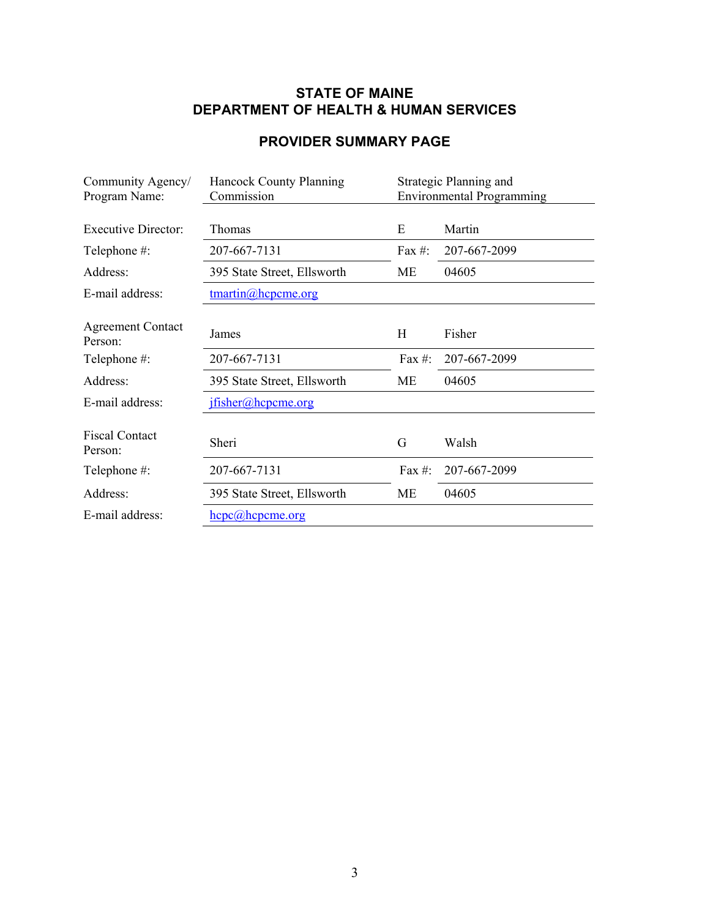# STATE OF MAINE
# DEPARTMENT OF HEALTH & HUMAN SERVICES

## PROVIDER SUMMARY PAGE

| | | | |
|---|---|---|---|
| Community Agency/ Program Name: | Hancock County Planning Commission | Strategic Planning and Environmental Programming | |
| Executive Director: | Thomas | E | Martin |
| Telephone #: | 207-667-7131 | Fax #: | 207-667-2099 |
| Address: | 395 State Street, Ellsworth | ME | 04605 |
| E-mail address: | tmartin@hcpcme.org | | |
| Agreement Contact Person: | James | H | Fisher |
| Telephone #: | 207-667-7131 | Fax #: | 207-667-2099 |
| Address: | 395 State Street, Ellsworth | ME | 04605 |
| E-mail address: | jfisher@hcpcme.org | | |
| Fiscal Contact Person: | Sheri | G | Walsh |
| Telephone #: | 207-667-7131 | Fax #: | 207-667-2099 |
| Address: | 395 State Street, Ellsworth | ME | 04605 |
| E-mail address: | hcpc@hcpcme.org | | |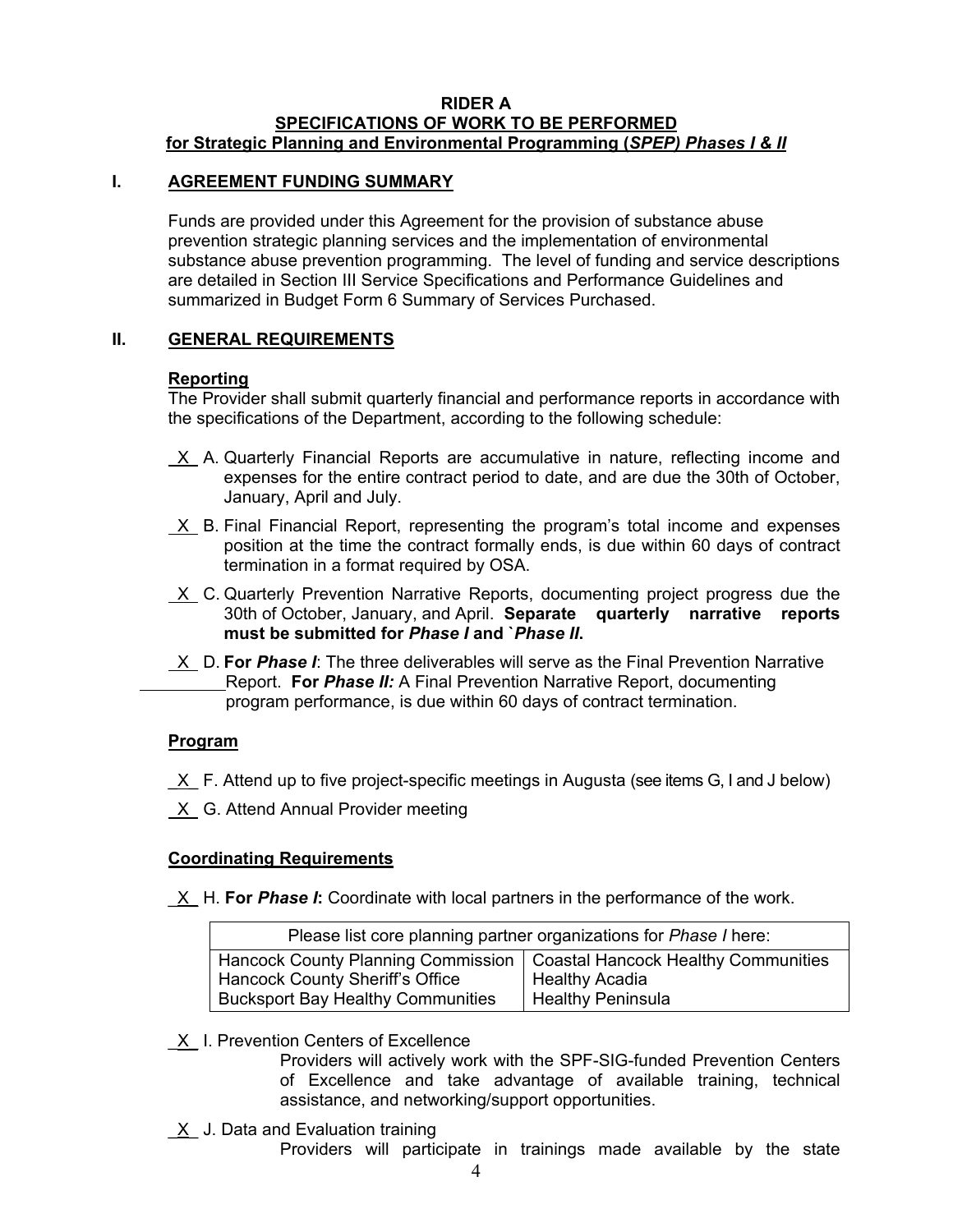**RIDER A**

**SPECIFICATIONS OF WORK TO BE PERFORMED**

**for Strategic Planning and Environmental Programming (*SPEP) Phases I & II***

## I. AGREEMENT FUNDING SUMMARY

Funds are provided under this Agreement for the provision of substance abuse prevention strategic planning services and the implementation of environmental substance abuse prevention programming. The level of funding and service descriptions are detailed in Section III Service Specifications and Performance Guidelines and summarized in Budget Form 6 Summary of Services Purchased.

## II. GENERAL REQUIREMENTS

### Reporting

The Provider shall submit quarterly financial and performance reports in accordance with the specifications of the Department, according to the following schedule:

_X_ A. Quarterly Financial Reports are accumulative in nature, reflecting income and expenses for the entire contract period to date, and are due the 30th of October, January, April and July.

_X_ B. Final Financial Report, representing the program's total income and expenses position at the time the contract formally ends, is due within 60 days of contract termination in a format required by OSA.

_X_ C. Quarterly Prevention Narrative Reports, documenting project progress due the 30th of October, January, and April. **Separate quarterly narrative reports must be submitted for *Phase I* and `*Phase II*.**

_X_ D. **For *Phase I***: The three deliverables will serve as the Final Prevention Narrative Report. **For *Phase II:*** A Final Prevention Narrative Report, documenting program performance, is due within 60 days of contract termination.

### Program

_X_ F. Attend up to five project-specific meetings in Augusta (see items G, I and J below)

_X_ G. Attend Annual Provider meeting

### Coordinating Requirements

_X_ H. **For *Phase I*:** Coordinate with local partners in the performance of the work.

| Please list core planning partner organizations for *Phase I* here: | |
|---|---|
| Hancock County Planning Commission<br>Hancock County Sheriff's Office<br>Bucksport Bay Healthy Communities | Coastal Hancock Healthy Communities<br>Healthy Acadia<br>Healthy Peninsula |

_X_ I. Prevention Centers of Excellence

Providers will actively work with the SPF-SIG-funded Prevention Centers of Excellence and take advantage of available training, technical assistance, and networking/support opportunities.

_X_ J. Data and Evaluation training

Providers will participate in trainings made available by the state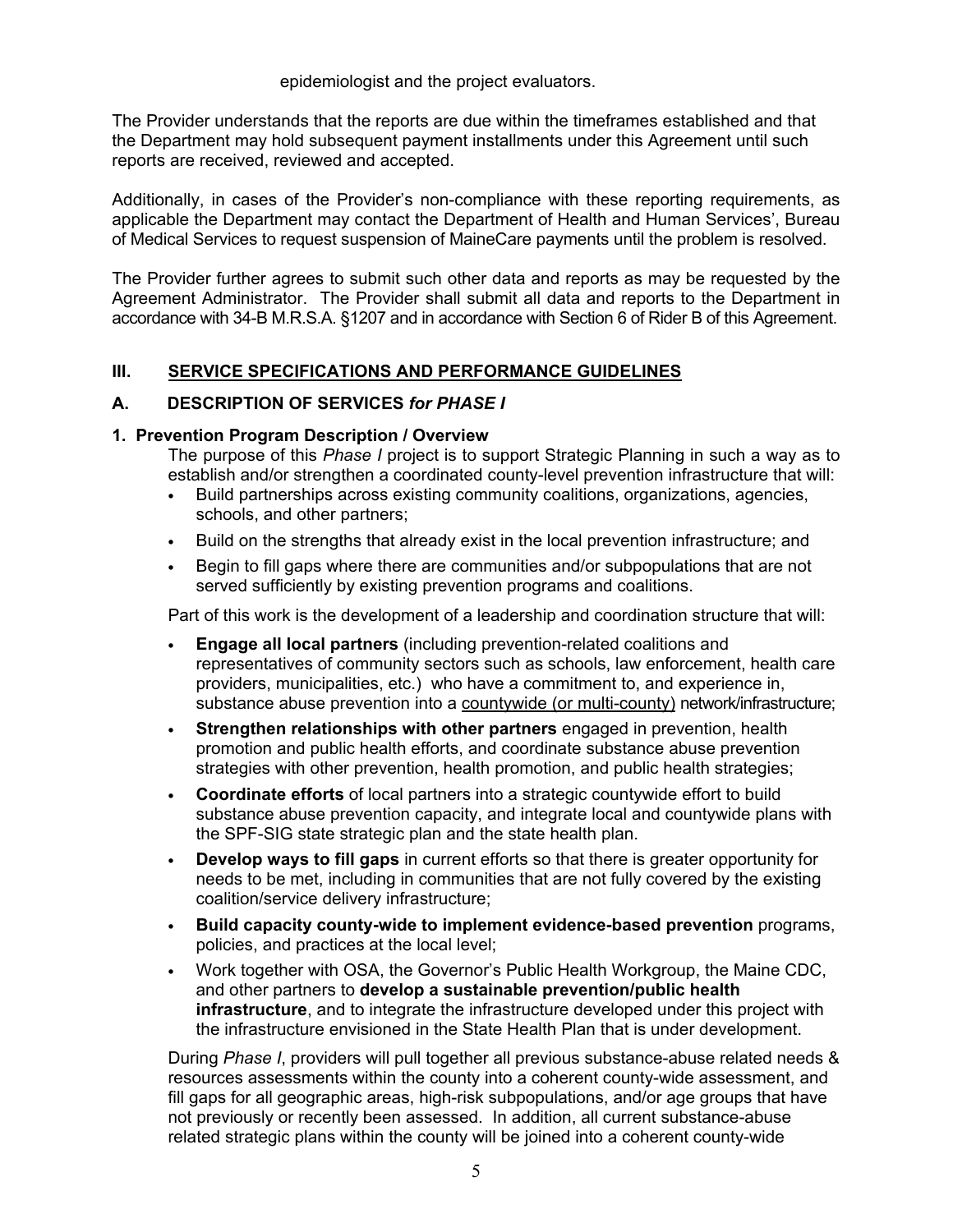epidemiologist and the project evaluators.

The Provider understands that the reports are due within the timeframes established and that the Department may hold subsequent payment installments under this Agreement until such reports are received, reviewed and accepted.

Additionally, in cases of the Provider's non-compliance with these reporting requirements, as applicable the Department may contact the Department of Health and Human Services', Bureau of Medical Services to request suspension of MaineCare payments until the problem is resolved.

The Provider further agrees to submit such other data and reports as may be requested by the Agreement Administrator. The Provider shall submit all data and reports to the Department in accordance with 34-B M.R.S.A. §1207 and in accordance with Section 6 of Rider B of this Agreement.

## III. <u>SERVICE SPECIFICATIONS AND PERFORMANCE GUIDELINES</u>

### A. DESCRIPTION OF SERVICES *for PHASE I*

**1. Prevention Program Description / Overview**

The purpose of this *Phase I* project is to support Strategic Planning in such a way as to establish and/or strengthen a coordinated county-level prevention infrastructure that will:

- Build partnerships across existing community coalitions, organizations, agencies, schools, and other partners;
- Build on the strengths that already exist in the local prevention infrastructure; and
- Begin to fill gaps where there are communities and/or subpopulations that are not served sufficiently by existing prevention programs and coalitions.

Part of this work is the development of a leadership and coordination structure that will:

- **Engage all local partners** (including prevention-related coalitions and representatives of community sectors such as schools, law enforcement, health care providers, municipalities, etc.) who have a commitment to, and experience in, substance abuse prevention into a <u>countywide (or multi-county)</u> network/infrastructure;
- **Strengthen relationships with other partners** engaged in prevention, health promotion and public health efforts, and coordinate substance abuse prevention strategies with other prevention, health promotion, and public health strategies;
- **Coordinate efforts** of local partners into a strategic countywide effort to build substance abuse prevention capacity, and integrate local and countywide plans with the SPF-SIG state strategic plan and the state health plan.
- **Develop ways to fill gaps** in current efforts so that there is greater opportunity for needs to be met, including in communities that are not fully covered by the existing coalition/service delivery infrastructure;
- **Build capacity county-wide to implement evidence-based prevention** programs, policies, and practices at the local level;
- Work together with OSA, the Governor's Public Health Workgroup, the Maine CDC, and other partners to **develop a sustainable prevention/public health infrastructure**, and to integrate the infrastructure developed under this project with the infrastructure envisioned in the State Health Plan that is under development.

During *Phase I*, providers will pull together all previous substance-abuse related needs & resources assessments within the county into a coherent county-wide assessment, and fill gaps for all geographic areas, high-risk subpopulations, and/or age groups that have not previously or recently been assessed. In addition, all current substance-abuse related strategic plans within the county will be joined into a coherent county-wide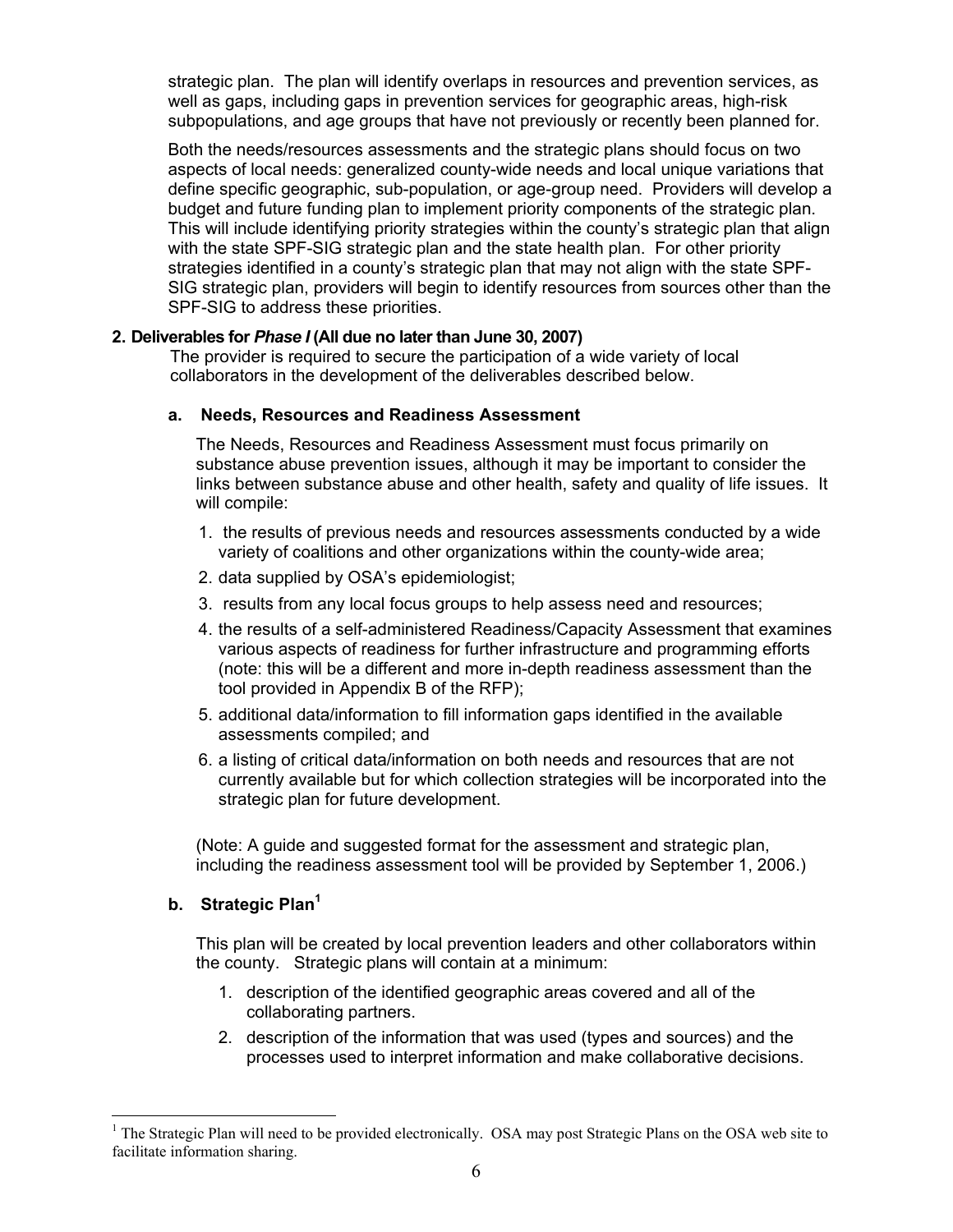strategic plan. The plan will identify overlaps in resources and prevention services, as well as gaps, including gaps in prevention services for geographic areas, high-risk subpopulations, and age groups that have not previously or recently been planned for.

Both the needs/resources assessments and the strategic plans should focus on two aspects of local needs: generalized county-wide needs and local unique variations that define specific geographic, sub-population, or age-group need. Providers will develop a budget and future funding plan to implement priority components of the strategic plan. This will include identifying priority strategies within the county's strategic plan that align with the state SPF-SIG strategic plan and the state health plan. For other priority strategies identified in a county's strategic plan that may not align with the state SPF-SIG strategic plan, providers will begin to identify resources from sources other than the SPF-SIG to address these priorities.

**2. Deliverables for *Phase I* (All due no later than June 30, 2007)**

The provider is required to secure the participation of a wide variety of local collaborators in the development of the deliverables described below.

**a. Needs, Resources and Readiness Assessment**

The Needs, Resources and Readiness Assessment must focus primarily on substance abuse prevention issues, although it may be important to consider the links between substance abuse and other health, safety and quality of life issues. It will compile:

1. the results of previous needs and resources assessments conducted by a wide variety of coalitions and other organizations within the county-wide area;
2. data supplied by OSA's epidemiologist;
3. results from any local focus groups to help assess need and resources;
4. the results of a self-administered Readiness/Capacity Assessment that examines various aspects of readiness for further infrastructure and programming efforts (note: this will be a different and more in-depth readiness assessment than the tool provided in Appendix B of the RFP);
5. additional data/information to fill information gaps identified in the available assessments compiled; and
6. a listing of critical data/information on both needs and resources that are not currently available but for which collection strategies will be incorporated into the strategic plan for future development.

(Note: A guide and suggested format for the assessment and strategic plan, including the readiness assessment tool will be provided by September 1, 2006.)

**b. Strategic Plan[1]**

This plan will be created by local prevention leaders and other collaborators within the county. Strategic plans will contain at a minimum:

1. description of the identified geographic areas covered and all of the collaborating partners.
2. description of the information that was used (types and sources) and the processes used to interpret information and make collaborative decisions.

[1] The Strategic Plan will need to be provided electronically. OSA may post Strategic Plans on the OSA web site to facilitate information sharing.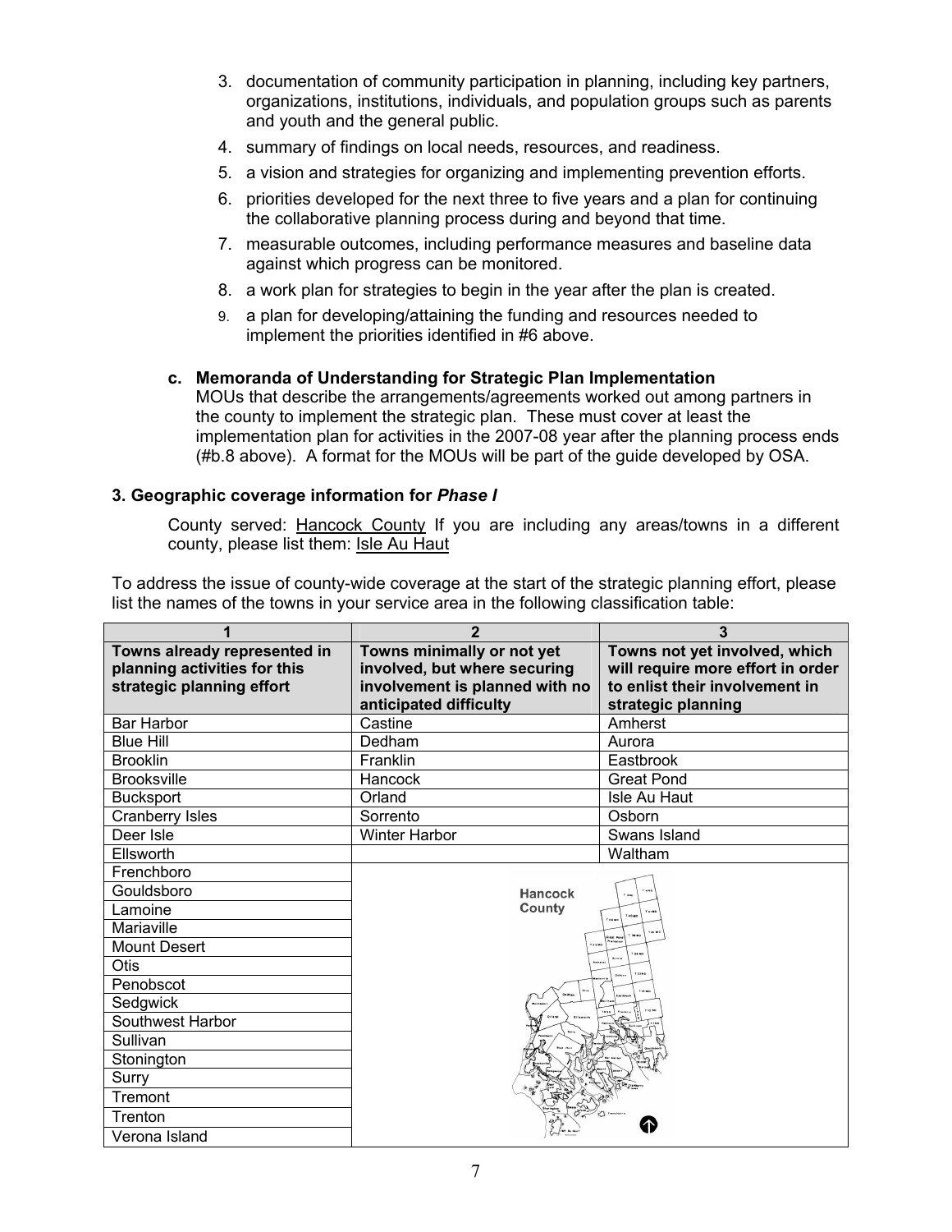3. documentation of community participation in planning, including key partners, organizations, institutions, individuals, and population groups such as parents and youth and the general public.
4. summary of findings on local needs, resources, and readiness.
5. a vision and strategies for organizing and implementing prevention efforts.
6. priorities developed for the next three to five years and a plan for continuing the collaborative planning process during and beyond that time.
7. measurable outcomes, including performance measures and baseline data against which progress can be monitored.
8. a work plan for strategies to begin in the year after the plan is created.
9. a plan for developing/attaining the funding and resources needed to implement the priorities identified in #6 above.

**c. Memoranda of Understanding for Strategic Plan Implementation**

MOUs that describe the arrangements/agreements worked out among partners in the county to implement the strategic plan. These must cover at least the implementation plan for activities in the 2007-08 year after the planning process ends (#b.8 above). A format for the MOUs will be part of the guide developed by OSA.

### 3. Geographic coverage information for *Phase I*

County served: Hancock County If you are including any areas/towns in a different county, please list them: Isle Au Haut

To address the issue of county-wide coverage at the start of the strategic planning effort, please list the names of the towns in your service area in the following classification table:

| 1 | 2 | 3 |
|---|---|---|
| **Towns already represented in planning activities for this strategic planning effort** | **Towns minimally or not yet involved, but where securing involvement is planned with no anticipated difficulty** | **Towns not yet involved, which will require more effort in order to enlist their involvement in strategic planning** |
| Bar Harbor | Castine | Amherst |
| Blue Hill | Dedham | Aurora |
| Brooklin | Franklin | Eastbrook |
| Brooksville | Hancock | Great Pond |
| Bucksport | Orland | Isle Au Haut |
| Cranberry Isles | Sorrento | Osborn |
| Deer Isle | Winter Harbor | Swans Island |
| Ellsworth | | Waltham |
| Frenchboro | | |
| Gouldsboro | | |
| Lamoine | | |
| Mariaville | | |
| Mount Desert | | |
| Otis | | |
| Penobscot | | |
| Sedgwick | | |
| Southwest Harbor | | |
| Sullivan | | |
| Stonington | | |
| Surry | | |
| Tremont | | |
| Trenton | | |
| Verona Island | | |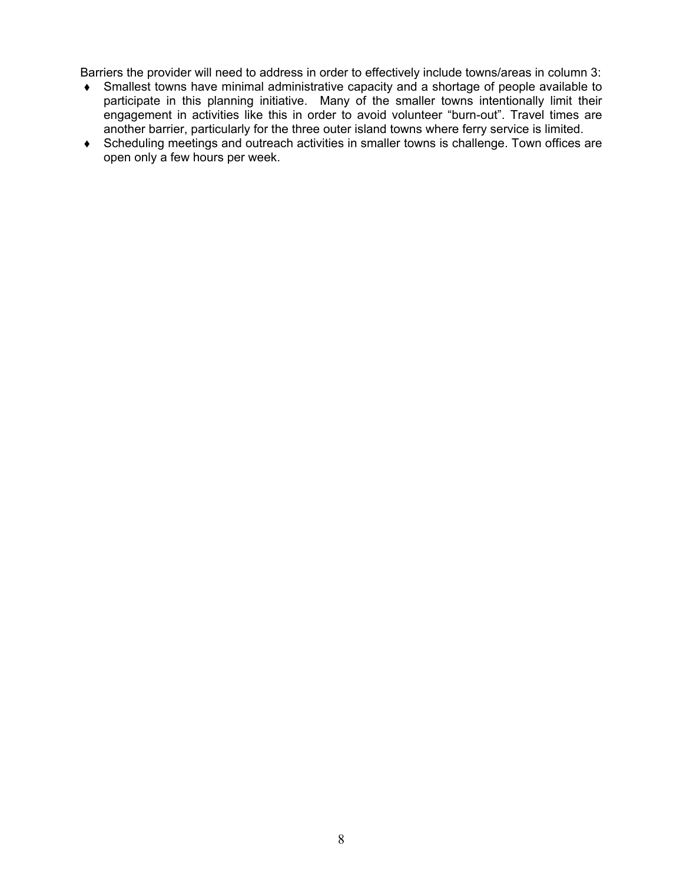Barriers the provider will need to address in order to effectively include towns/areas in column 3:

- Smallest towns have minimal administrative capacity and a shortage of people available to participate in this planning initiative. Many of the smaller towns intentionally limit their engagement in activities like this in order to avoid volunteer "burn-out". Travel times are another barrier, particularly for the three outer island towns where ferry service is limited.
- Scheduling meetings and outreach activities in smaller towns is challenge. Town offices are open only a few hours per week.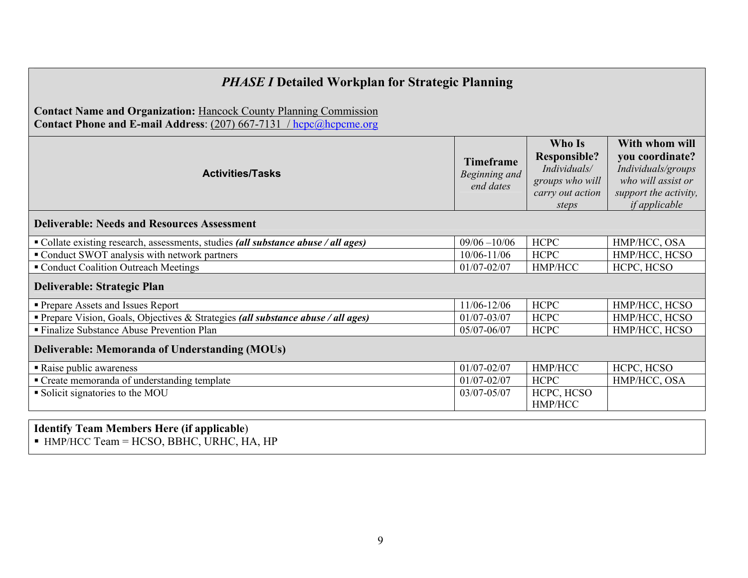## *PHASE I* Detailed Workplan for Strategic Planning

**Contact Name and Organization:** Hancock County Planning Commission
**Contact Phone and E-mail Address**: (207) 667-7131 / hcpc@hcpcme.org

| Activities/Tasks | **Timeframe** *Beginning and end dates* | **Who Is Responsible?** *Individuals/ groups who will carry out action steps* | **With whom will you coordinate?** *Individuals/groups who will assist or support the activity, if applicable* |
|---|---|---|---|
| **Deliverable: Needs and Resources Assessment** | | | |
| ▪ Collate existing research, assessments, studies ***(all substance abuse / all ages)*** | 09/06 –10/06 | HCPC | HMP/HCC, OSA |
| ▪ Conduct SWOT analysis with network partners | 10/06-11/06 | HCPC | HMP/HCC, HCSO |
| ▪ Conduct Coalition Outreach Meetings | 01/07-02/07 | HMP/HCC | HCPC, HCSO |
| **Deliverable: Strategic Plan** | | | |
| ▪ Prepare Assets and Issues Report | 11/06-12/06 | HCPC | HMP/HCC, HCSO |
| ▪ Prepare Vision, Goals, Objectives & Strategies ***(all substance abuse / all ages)*** | 01/07-03/07 | HCPC | HMP/HCC, HCSO |
| ▪ Finalize Substance Abuse Prevention Plan | 05/07-06/07 | HCPC | HMP/HCC, HCSO |
| **Deliverable: Memoranda of Understanding (MOUs)** | | | |
| ▪ Raise public awareness | 01/07-02/07 | HMP/HCC | HCPC, HCSO |
| ▪ Create memoranda of understanding template | 01/07-02/07 | HCPC | HMP/HCC, OSA |
| ▪ Solicit signatories to the MOU | 03/07-05/07 | HCPC, HCSO HMP/HCC | |

**Identify Team Members Here (if applicable)**

- HMP/HCC Team = HCSO, BBHC, URHC, HA, HP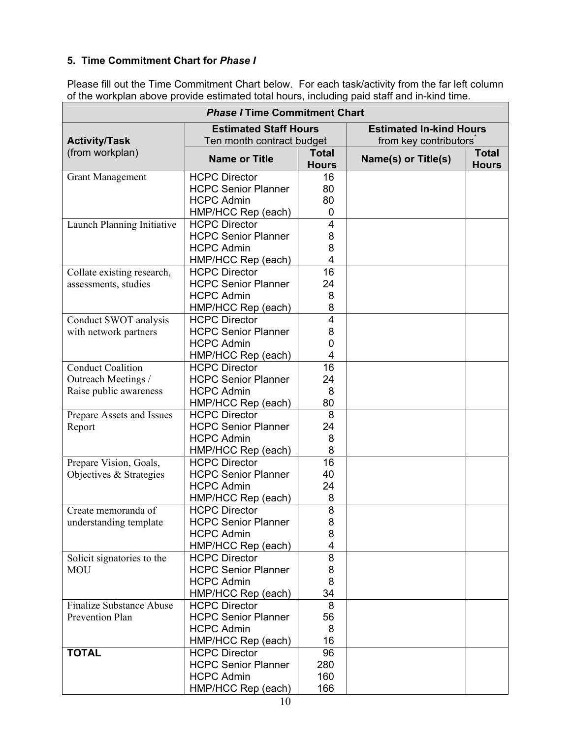### 5. Time Commitment Chart for *Phase I*

Please fill out the Time Commitment Chart below. For each task/activity from the far left column of the workplan above provide estimated total hours, including paid staff and in-kind time.

| ***Phase I* Time Commitment Chart** | | | | |
|---|---|---|---|---|
| **Activity/Task** (from workplan) | **Estimated Staff Hours** Ten month contract budget | | **Estimated In-kind Hours** from key contributors* | |
| | **Name or Title** | **Total Hours** | **Name(s) or Title(s)** | **Total Hours** |
| Grant Management | HCPC Director<br>HCPC Senior Planner<br>HCPC Admin<br>HMP/HCC Rep (each) | 16<br>80<br>80<br>0 | | |
| Launch Planning Initiative | HCPC Director<br>HCPC Senior Planner<br>HCPC Admin<br>HMP/HCC Rep (each) | 4<br>8<br>8<br>4 | | |
| Collate existing research, assessments, studies | HCPC Director<br>HCPC Senior Planner<br>HCPC Admin<br>HMP/HCC Rep (each) | 16<br>24<br>8<br>8 | | |
| Conduct SWOT analysis with network partners | HCPC Director<br>HCPC Senior Planner<br>HCPC Admin<br>HMP/HCC Rep (each) | 4<br>8<br>0<br>4 | | |
| Conduct Coalition Outreach Meetings / Raise public awareness | HCPC Director<br>HCPC Senior Planner<br>HCPC Admin<br>HMP/HCC Rep (each) | 16<br>24<br>8<br>80 | | |
| Prepare Assets and Issues Report | HCPC Director<br>HCPC Senior Planner<br>HCPC Admin<br>HMP/HCC Rep (each) | 8<br>24<br>8<br>8 | | |
| Prepare Vision, Goals, Objectives & Strategies | HCPC Director<br>HCPC Senior Planner<br>HCPC Admin<br>HMP/HCC Rep (each) | 16<br>40<br>24<br>8 | | |
| Create memoranda of understanding template | HCPC Director<br>HCPC Senior Planner<br>HCPC Admin<br>HMP/HCC Rep (each) | 8<br>8<br>8<br>4 | | |
| Solicit signatories to the MOU | HCPC Director<br>HCPC Senior Planner<br>HCPC Admin<br>HMP/HCC Rep (each) | 8<br>8<br>8<br>34 | | |
| Finalize Substance Abuse Prevention Plan | HCPC Director<br>HCPC Senior Planner<br>HCPC Admin<br>HMP/HCC Rep (each) | 8<br>56<br>8<br>16 | | |
| **TOTAL** | HCPC Director<br>HCPC Senior Planner<br>HCPC Admin<br>HMP/HCC Rep (each) | 96<br>280<br>160<br>166 | | |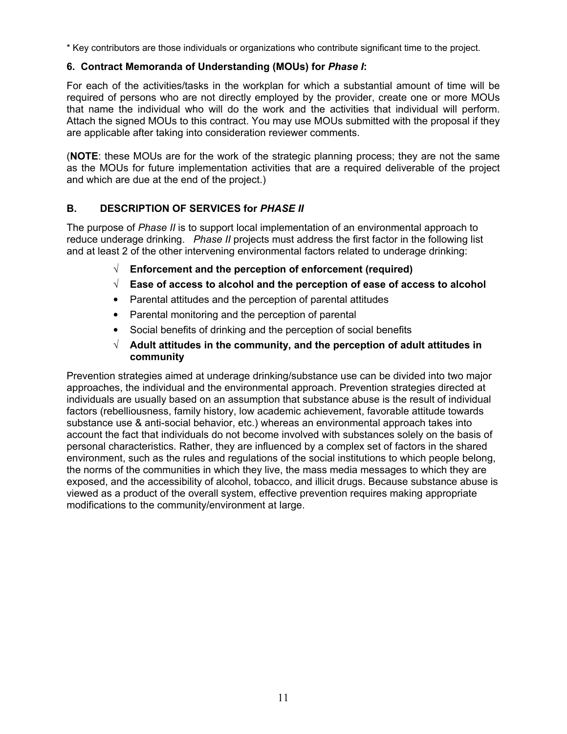* Key contributors are those individuals or organizations who contribute significant time to the project.

### 6. Contract Memoranda of Understanding (MOUs) for *Phase I*:

For each of the activities/tasks in the workplan for which a substantial amount of time will be required of persons who are not directly employed by the provider, create one or more MOUs that name the individual who will do the work and the activities that individual will perform. Attach the signed MOUs to this contract. You may use MOUs submitted with the proposal if they are applicable after taking into consideration reviewer comments.

(**NOTE**: these MOUs are for the work of the strategic planning process; they are not the same as the MOUs for future implementation activities that are a required deliverable of the project and which are due at the end of the project.)

## B. DESCRIPTION OF SERVICES for *PHASE II*

The purpose of *Phase II* is to support local implementation of an environmental approach to reduce underage drinking. *Phase II* projects must address the first factor in the following list and at least 2 of the other intervening environmental factors related to underage drinking:

- √ **Enforcement and the perception of enforcement (required)**
- √ **Ease of access to alcohol and the perception of ease of access to alcohol**
- Parental attitudes and the perception of parental attitudes
- Parental monitoring and the perception of parental
- Social benefits of drinking and the perception of social benefits
- √ **Adult attitudes in the community, and the perception of adult attitudes in community**

Prevention strategies aimed at underage drinking/substance use can be divided into two major approaches, the individual and the environmental approach. Prevention strategies directed at individuals are usually based on an assumption that substance abuse is the result of individual factors (rebelliousness, family history, low academic achievement, favorable attitude towards substance use & anti-social behavior, etc.) whereas an environmental approach takes into account the fact that individuals do not become involved with substances solely on the basis of personal characteristics. Rather, they are influenced by a complex set of factors in the shared environment, such as the rules and regulations of the social institutions to which people belong, the norms of the communities in which they live, the mass media messages to which they are exposed, and the accessibility of alcohol, tobacco, and illicit drugs. Because substance abuse is viewed as a product of the overall system, effective prevention requires making appropriate modifications to the community/environment at large.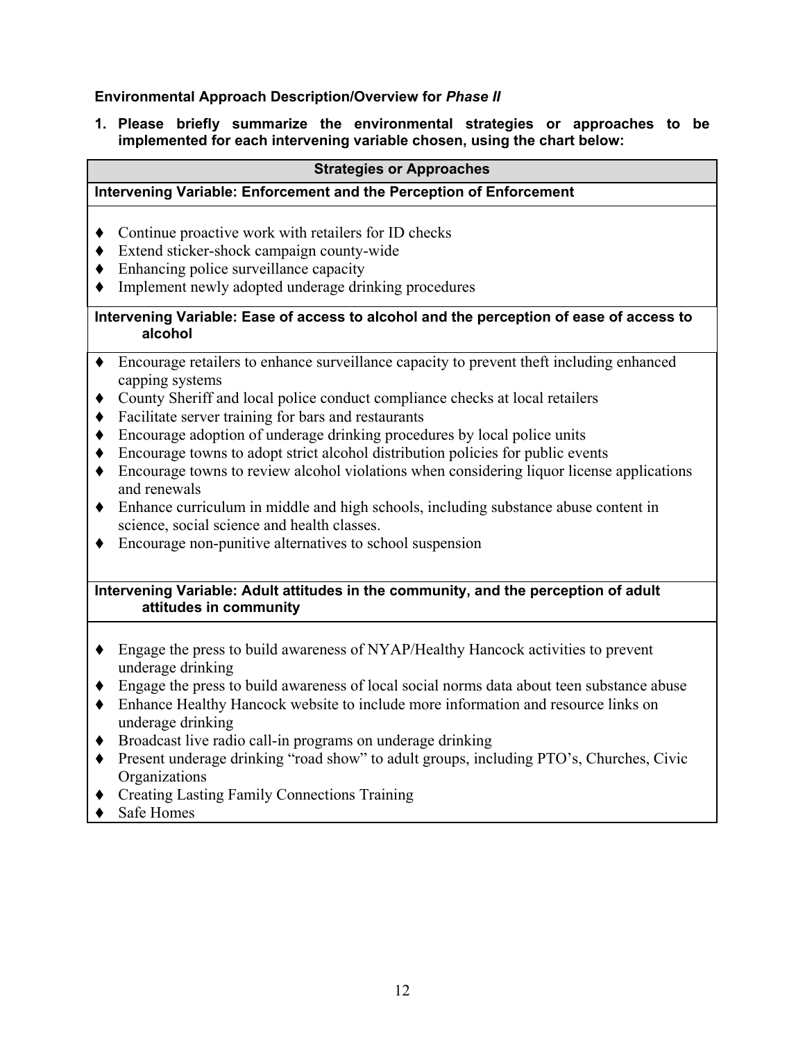**Environmental Approach Description/Overview for *Phase II***

**1. Please briefly summarize the environmental strategies or approaches to be implemented for each intervening variable chosen, using the chart below:**

| **Strategies or Approaches** |
|---|
| **Intervening Variable: Enforcement and the Perception of Enforcement** |
| ♦ Continue proactive work with retailers for ID checks<br>♦ Extend sticker-shock campaign county-wide<br>♦ Enhancing police surveillance capacity<br>♦ Implement newly adopted underage drinking procedures |
| **Intervening Variable: Ease of access to alcohol and the perception of ease of access to alcohol** |
| ♦ Encourage retailers to enhance surveillance capacity to prevent theft including enhanced capping systems<br>♦ County Sheriff and local police conduct compliance checks at local retailers<br>♦ Facilitate server training for bars and restaurants<br>♦ Encourage adoption of underage drinking procedures by local police units<br>♦ Encourage towns to adopt strict alcohol distribution policies for public events<br>♦ Encourage towns to review alcohol violations when considering liquor license applications and renewals<br>♦ Enhance curriculum in middle and high schools, including substance abuse content in science, social science and health classes.<br>♦ Encourage non-punitive alternatives to school suspension |
| **Intervening Variable: Adult attitudes in the community, and the perception of adult attitudes in community** |
| ♦ Engage the press to build awareness of NYAP/Healthy Hancock activities to prevent underage drinking<br>♦ Engage the press to build awareness of local social norms data about teen substance abuse<br>♦ Enhance Healthy Hancock website to include more information and resource links on underage drinking<br>♦ Broadcast live radio call-in programs on underage drinking<br>♦ Present underage drinking "road show" to adult groups, including PTO's, Churches, Civic Organizations<br>♦ Creating Lasting Family Connections Training<br>♦ Safe Homes |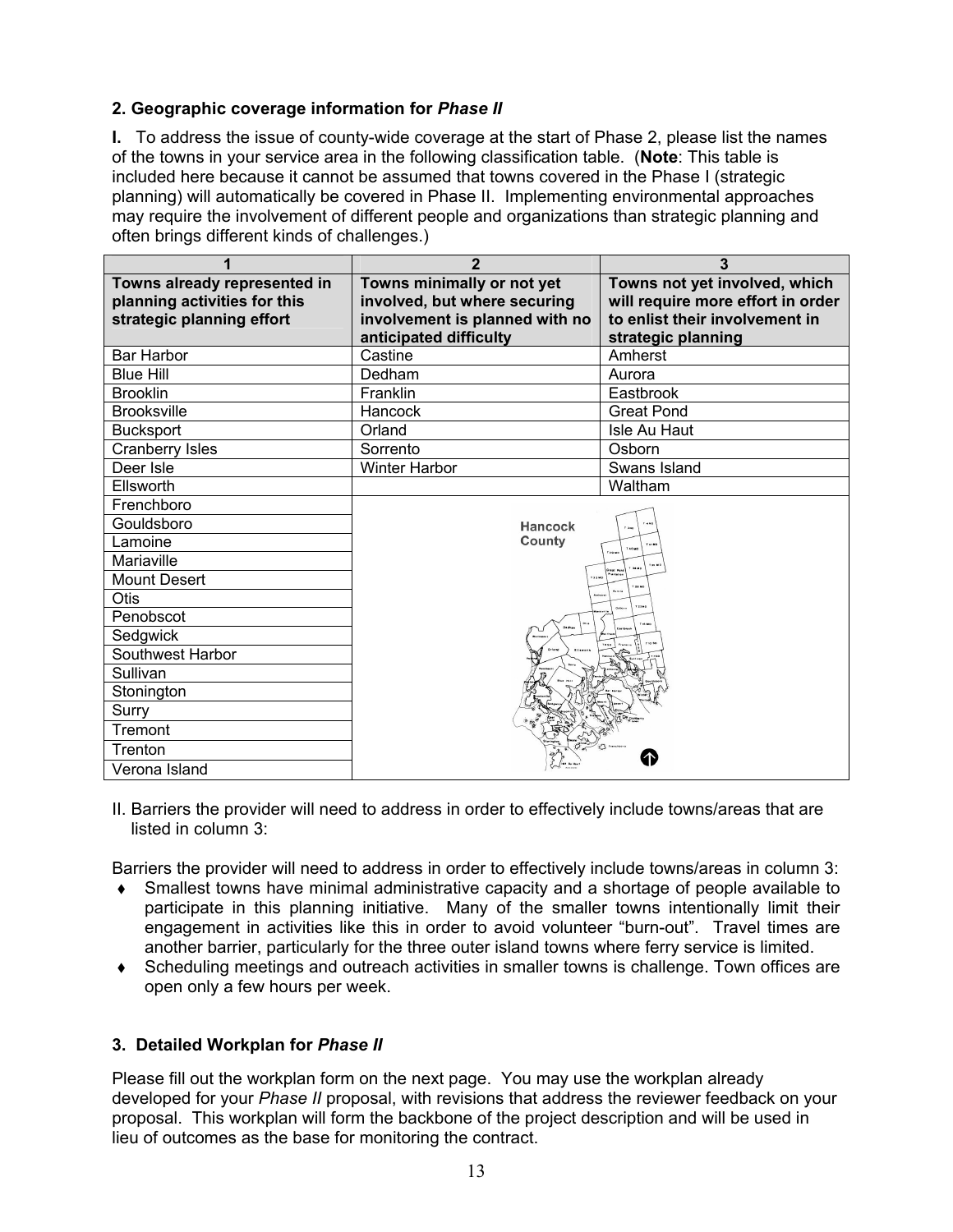**2. Geographic coverage information for *Phase II***

**I.** To address the issue of county-wide coverage at the start of Phase 2, please list the names of the towns in your service area in the following classification table. (**Note**: This table is included here because it cannot be assumed that towns covered in the Phase I (strategic planning) will automatically be covered in Phase II. Implementing environmental approaches may require the involvement of different people and organizations than strategic planning and often brings different kinds of challenges.)

| 1 | 2 | 3 |
|---|---|---|
| **Towns already represented in planning activities for this strategic planning effort** | **Towns minimally or not yet involved, but where securing involvement is planned with no anticipated difficulty** | **Towns not yet involved, which will require more effort in order to enlist their involvement in strategic planning** |
| Bar Harbor | Castine | Amherst |
| Blue Hill | Dedham | Aurora |
| Brooklin | Franklin | Eastbrook |
| Brooksville | Hancock | Great Pond |
| Bucksport | Orland | Isle Au Haut |
| Cranberry Isles | Sorrento | Osborn |
| Deer Isle | Winter Harbor | Swans Island |
| Ellsworth | | Waltham |
| Frenchboro | | |
| Gouldsboro | | |
| Lamoine | | |
| Mariaville | | |
| Mount Desert | | |
| Otis | | |
| Penobscot | | |
| Sedgwick | | |
| Southwest Harbor | | |
| Sullivan | | |
| Stonington | | |
| Surry | | |
| Tremont | | |
| Trenton | | |
| Verona Island | | |

II. Barriers the provider will need to address in order to effectively include towns/areas that are listed in column 3:

Barriers the provider will need to address in order to effectively include towns/areas in column 3:

- Smallest towns have minimal administrative capacity and a shortage of people available to participate in this planning initiative. Many of the smaller towns intentionally limit their engagement in activities like this in order to avoid volunteer "burn-out". Travel times are another barrier, particularly for the three outer island towns where ferry service is limited.
- Scheduling meetings and outreach activities in smaller towns is challenge. Town offices are open only a few hours per week.

**3. Detailed Workplan for *Phase II***

Please fill out the workplan form on the next page. You may use the workplan already developed for your *Phase II* proposal, with revisions that address the reviewer feedback on your proposal. This workplan will form the backbone of the project description and will be used in lieu of outcomes as the base for monitoring the contract.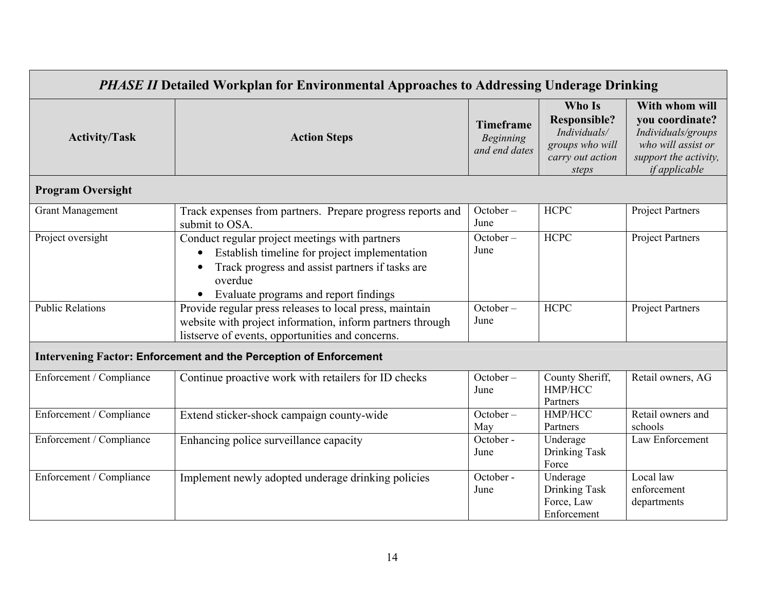| *PHASE II* Detailed Workplan for Environmental Approaches to Addressing Underage Drinking | | | | |
|---|---|---|---|---|
| **Activity/Task** | **Action Steps** | **Timeframe** *Beginning and end dates* | **Who Is Responsible?** *Individuals/ groups who will carry out action steps* | **With whom will you coordinate?** *Individuals/groups who will assist or support the activity, if applicable* |
| **Program Oversight** | | | | |
| Grant Management | Track expenses from partners. Prepare progress reports and submit to OSA. | October – June | HCPC | Project Partners |
| Project oversight | Conduct regular project meetings with partners<br>• Establish timeline for project implementation<br>• Track progress and assist partners if tasks are overdue<br>• Evaluate programs and report findings | October – June | HCPC | Project Partners |
| Public Relations | Provide regular press releases to local press, maintain website with project information, inform partners through listserve of events, opportunities and concerns. | October – June | HCPC | Project Partners |
| **Intervening Factor: Enforcement and the Perception of Enforcement** | | | | |
| Enforcement / Compliance | Continue proactive work with retailers for ID checks | October – June | County Sheriff, HMP/HCC Partners | Retail owners, AG |
| Enforcement / Compliance | Extend sticker-shock campaign county-wide | October – May | HMP/HCC Partners | Retail owners and schools |
| Enforcement / Compliance | Enhancing police surveillance capacity | October - June | Underage Drinking Task Force | Law Enforcement |
| Enforcement / Compliance | Implement newly adopted underage drinking policies | October - June | Underage Drinking Task Force, Law Enforcement | Local law enforcement departments |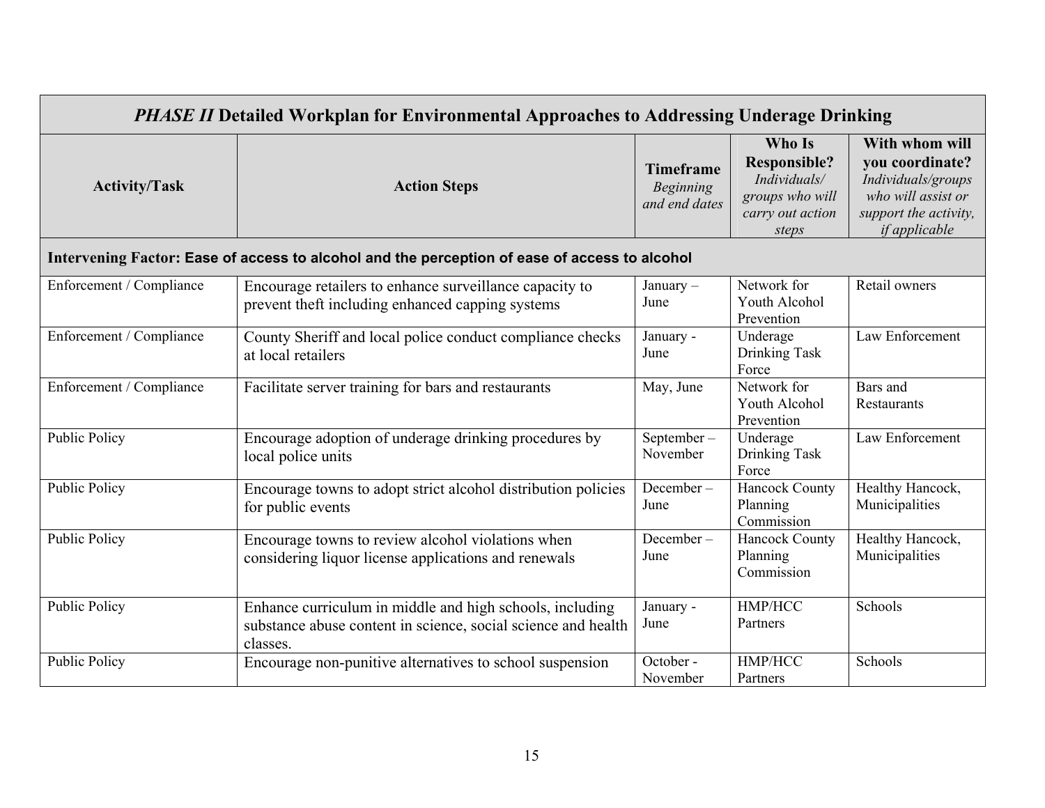| *PHASE II* Detailed Workplan for Environmental Approaches to Addressing Underage Drinking | | | | |
|---|---|---|---|---|
| **Activity/Task** | **Action Steps** | **Timeframe** *Beginning and end dates* | **Who Is Responsible?** *Individuals/ groups who will carry out action steps* | **With whom will you coordinate?** *Individuals/groups who will assist or support the activity, if applicable* |
| **Intervening Factor: Ease of access to alcohol and the perception of ease of access to alcohol** | | | | |
| Enforcement / Compliance | Encourage retailers to enhance surveillance capacity to prevent theft including enhanced capping systems | January – June | Network for Youth Alcohol Prevention | Retail owners |
| Enforcement / Compliance | County Sheriff and local police conduct compliance checks at local retailers | January - June | Underage Drinking Task Force | Law Enforcement |
| Enforcement / Compliance | Facilitate server training for bars and restaurants | May, June | Network for Youth Alcohol Prevention | Bars and Restaurants |
| Public Policy | Encourage adoption of underage drinking procedures by local police units | September – November | Underage Drinking Task Force | Law Enforcement |
| Public Policy | Encourage towns to adopt strict alcohol distribution policies for public events | December – June | Hancock County Planning Commission | Healthy Hancock, Municipalities |
| Public Policy | Encourage towns to review alcohol violations when considering liquor license applications and renewals | December – June | Hancock County Planning Commission | Healthy Hancock, Municipalities |
| Public Policy | Enhance curriculum in middle and high schools, including substance abuse content in science, social science and health classes. | January - June | HMP/HCC Partners | Schools |
| Public Policy | Encourage non-punitive alternatives to school suspension | October - November | HMP/HCC Partners | Schools |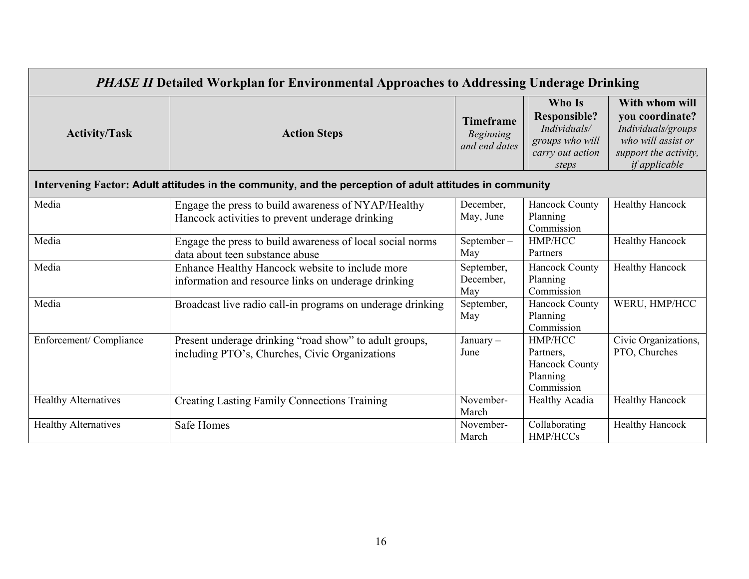| *PHASE II* Detailed Workplan for Environmental Approaches to Addressing Underage Drinking | | | | |
|---|---|---|---|---|
| **Activity/Task** | **Action Steps** | **Timeframe** *Beginning and end dates* | **Who Is Responsible?** *Individuals/ groups who will carry out action steps* | **With whom will you coordinate?** *Individuals/groups who will assist or support the activity, if applicable* |
| **Intervening Factor: Adult attitudes in the community, and the perception of adult attitudes in community** | | | | |
| Media | Engage the press to build awareness of NYAP/Healthy Hancock activities to prevent underage drinking | December, May, June | Hancock County Planning Commission | Healthy Hancock |
| Media | Engage the press to build awareness of local social norms data about teen substance abuse | September – May | HMP/HCC Partners | Healthy Hancock |
| Media | Enhance Healthy Hancock website to include more information and resource links on underage drinking | September, December, May | Hancock County Planning Commission | Healthy Hancock |
| Media | Broadcast live radio call-in programs on underage drinking | September, May | Hancock County Planning Commission | WERU, HMP/HCC |
| Enforcement/ Compliance | Present underage drinking "road show" to adult groups, including PTO's, Churches, Civic Organizations | January – June | HMP/HCC Partners, Hancock County Planning Commission | Civic Organizations, PTO, Churches |
| Healthy Alternatives | Creating Lasting Family Connections Training | November-March | Healthy Acadia | Healthy Hancock |
| Healthy Alternatives | Safe Homes | November-March | Collaborating HMP/HCCs | Healthy Hancock |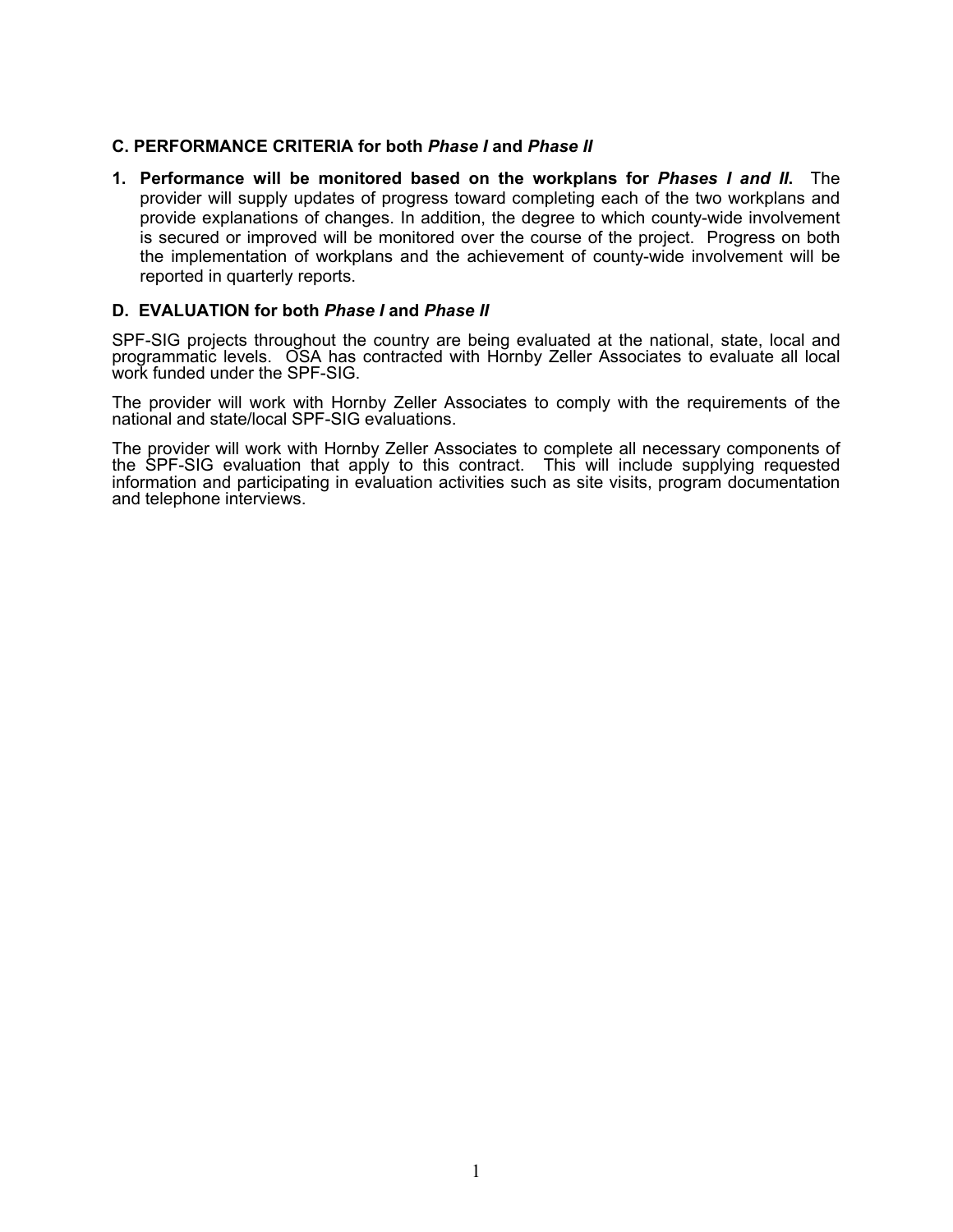## C. PERFORMANCE CRITERIA for both *Phase I* and *Phase II*

1. **Performance will be monitored based on the workplans for *Phases I and II*.** The provider will supply updates of progress toward completing each of the two workplans and provide explanations of changes. In addition, the degree to which county-wide involvement is secured or improved will be monitored over the course of the project. Progress on both the implementation of workplans and the achievement of county-wide involvement will be reported in quarterly reports.

## D. EVALUATION for both *Phase I* and *Phase II*

SPF-SIG projects throughout the country are being evaluated at the national, state, local and programmatic levels. OSA has contracted with Hornby Zeller Associates to evaluate all local work funded under the SPF-SIG.

The provider will work with Hornby Zeller Associates to comply with the requirements of the national and state/local SPF-SIG evaluations.

The provider will work with Hornby Zeller Associates to complete all necessary components of the SPF-SIG evaluation that apply to this contract. This will include supplying requested information and participating in evaluation activities such as site visits, program documentation and telephone interviews.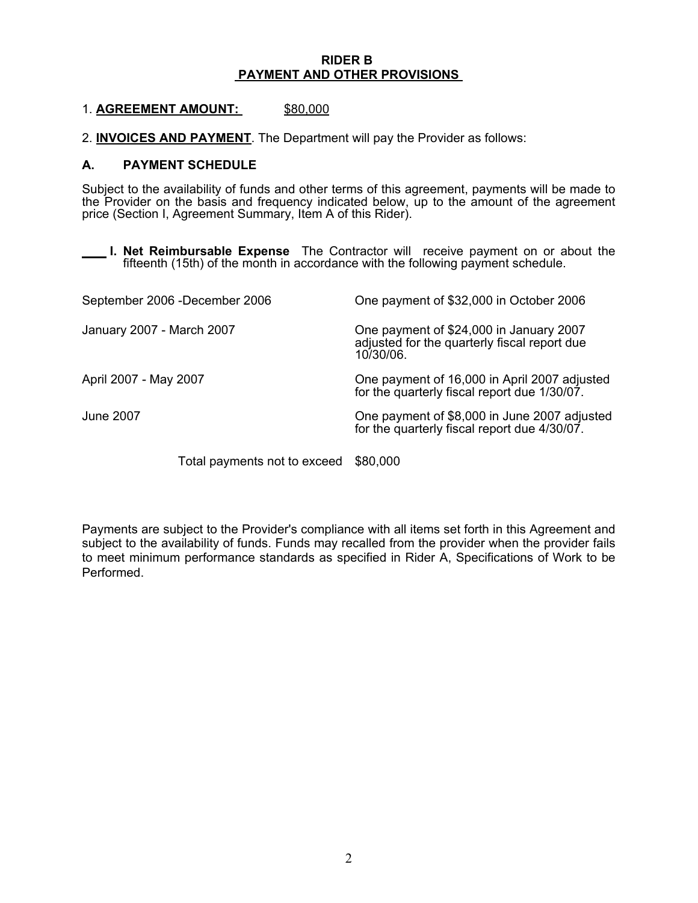# RIDER B
## PAYMENT AND OTHER PROVISIONS

1. **AGREEMENT AMOUNT:** $80,000

2. **INVOICES AND PAYMENT**. The Department will pay the Provider as follows:

### A. PAYMENT SCHEDULE

Subject to the availability of funds and other terms of this agreement, payments will be made to the Provider on the basis and frequency indicated below, up to the amount of the agreement price (Section I, Agreement Summary, Item A of this Rider).

___ **I. Net Reimbursable Expense** The Contractor will receive payment on or about the fifteenth (15th) of the month in accordance with the following payment schedule.

| | |
|---|---|
| September 2006 -December 2006 | One payment of $32,000 in October 2006 |
| January 2007 - March 2007 | One payment of $24,000 in January 2007 adjusted for the quarterly fiscal report due 10/30/06. |
| April 2007 - May 2007 | One payment of 16,000 in April 2007 adjusted for the quarterly fiscal report due 1/30/07. |
| June 2007 | One payment of $8,000 in June 2007 adjusted for the quarterly fiscal report due 4/30/07. |
| Total payments not to exceed | $80,000 |

Payments are subject to the Provider's compliance with all items set forth in this Agreement and subject to the availability of funds. Funds may recalled from the provider when the provider fails to meet minimum performance standards as specified in Rider A, Specifications of Work to be Performed.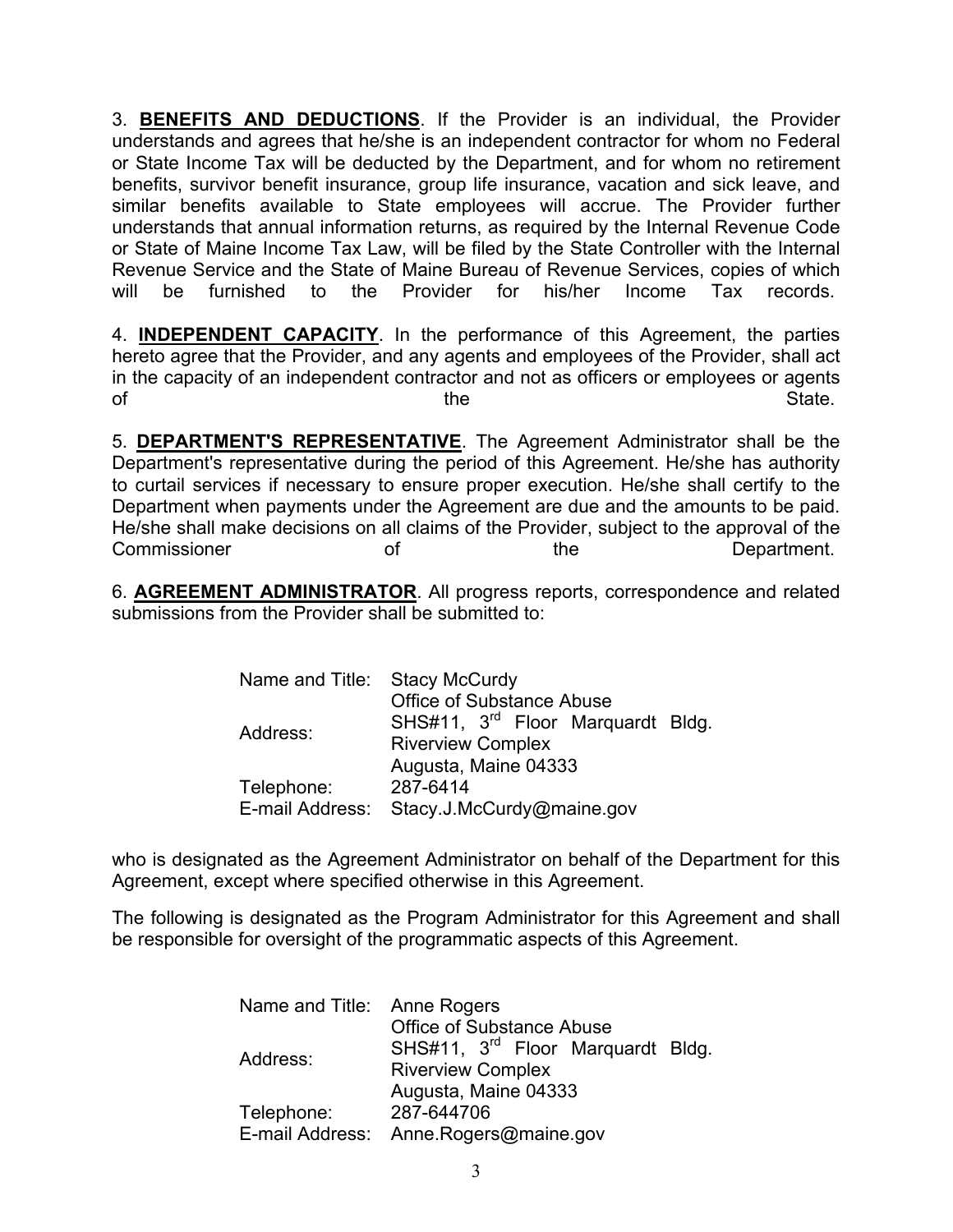3. **BENEFITS AND DEDUCTIONS**. If the Provider is an individual, the Provider understands and agrees that he/she is an independent contractor for whom no Federal or State Income Tax will be deducted by the Department, and for whom no retirement benefits, survivor benefit insurance, group life insurance, vacation and sick leave, and similar benefits available to State employees will accrue. The Provider further understands that annual information returns, as required by the Internal Revenue Code or State of Maine Income Tax Law, will be filed by the State Controller with the Internal Revenue Service and the State of Maine Bureau of Revenue Services, copies of which will be furnished to the Provider for his/her Income Tax records.

4. **INDEPENDENT CAPACITY**. In the performance of this Agreement, the parties hereto agree that the Provider, and any agents and employees of the Provider, shall act in the capacity of an independent contractor and not as officers or employees or agents of the State.

5. **DEPARTMENT'S REPRESENTATIVE**. The Agreement Administrator shall be the Department's representative during the period of this Agreement. He/she has authority to curtail services if necessary to ensure proper execution. He/she shall certify to the Department when payments under the Agreement are due and the amounts to be paid. He/she shall make decisions on all claims of the Provider, subject to the approval of the Commissioner of the Department.

6. **AGREEMENT ADMINISTRATOR**. All progress reports, correspondence and related submissions from the Provider shall be submitted to:

| | |
|---|---|
| Name and Title: | Stacy McCurdy |
| Address: | Office of Substance Abuse<br>SHS#11, 3rd Floor Marquardt Bldg.<br>Riverview Complex<br>Augusta, Maine 04333 |
| Telephone: | 287-6414 |
| E-mail Address: | Stacy.J.McCurdy@maine.gov |

who is designated as the Agreement Administrator on behalf of the Department for this Agreement, except where specified otherwise in this Agreement.

The following is designated as the Program Administrator for this Agreement and shall be responsible for oversight of the programmatic aspects of this Agreement.

| | |
|---|---|
| Name and Title: | Anne Rogers |
| Address: | Office of Substance Abuse<br>SHS#11, 3rd Floor Marquardt Bldg.<br>Riverview Complex<br>Augusta, Maine 04333 |
| Telephone: | 287-644706 |
| E-mail Address: | Anne.Rogers@maine.gov |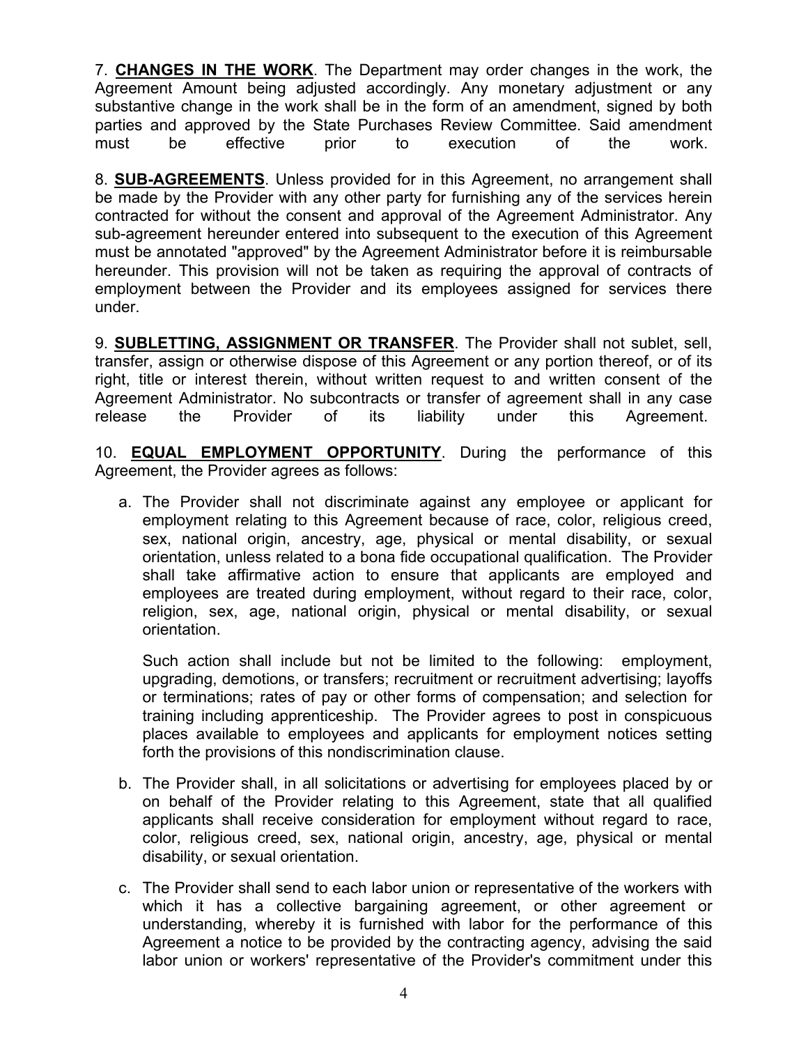7. **CHANGES IN THE WORK**. The Department may order changes in the work, the Agreement Amount being adjusted accordingly. Any monetary adjustment or any substantive change in the work shall be in the form of an amendment, signed by both parties and approved by the State Purchases Review Committee. Said amendment must be effective prior to execution of the work.

8. **SUB-AGREEMENTS**. Unless provided for in this Agreement, no arrangement shall be made by the Provider with any other party for furnishing any of the services herein contracted for without the consent and approval of the Agreement Administrator. Any sub-agreement hereunder entered into subsequent to the execution of this Agreement must be annotated "approved" by the Agreement Administrator before it is reimbursable hereunder. This provision will not be taken as requiring the approval of contracts of employment between the Provider and its employees assigned for services there under.

9. **SUBLETTING, ASSIGNMENT OR TRANSFER**. The Provider shall not sublet, sell, transfer, assign or otherwise dispose of this Agreement or any portion thereof, or of its right, title or interest therein, without written request to and written consent of the Agreement Administrator. No subcontracts or transfer of agreement shall in any case release the Provider of its liability under this Agreement.

10. **EQUAL EMPLOYMENT OPPORTUNITY**. During the performance of this Agreement, the Provider agrees as follows:

a. The Provider shall not discriminate against any employee or applicant for employment relating to this Agreement because of race, color, religious creed, sex, national origin, ancestry, age, physical or mental disability, or sexual orientation, unless related to a bona fide occupational qualification. The Provider shall take affirmative action to ensure that applicants are employed and employees are treated during employment, without regard to their race, color, religion, sex, age, national origin, physical or mental disability, or sexual orientation.

   Such action shall include but not be limited to the following: employment, upgrading, demotions, or transfers; recruitment or recruitment advertising; layoffs or terminations; rates of pay or other forms of compensation; and selection for training including apprenticeship. The Provider agrees to post in conspicuous places available to employees and applicants for employment notices setting forth the provisions of this nondiscrimination clause.

b. The Provider shall, in all solicitations or advertising for employees placed by or on behalf of the Provider relating to this Agreement, state that all qualified applicants shall receive consideration for employment without regard to race, color, religious creed, sex, national origin, ancestry, age, physical or mental disability, or sexual orientation.

c. The Provider shall send to each labor union or representative of the workers with which it has a collective bargaining agreement, or other agreement or understanding, whereby it is furnished with labor for the performance of this Agreement a notice to be provided by the contracting agency, advising the said labor union or workers' representative of the Provider's commitment under this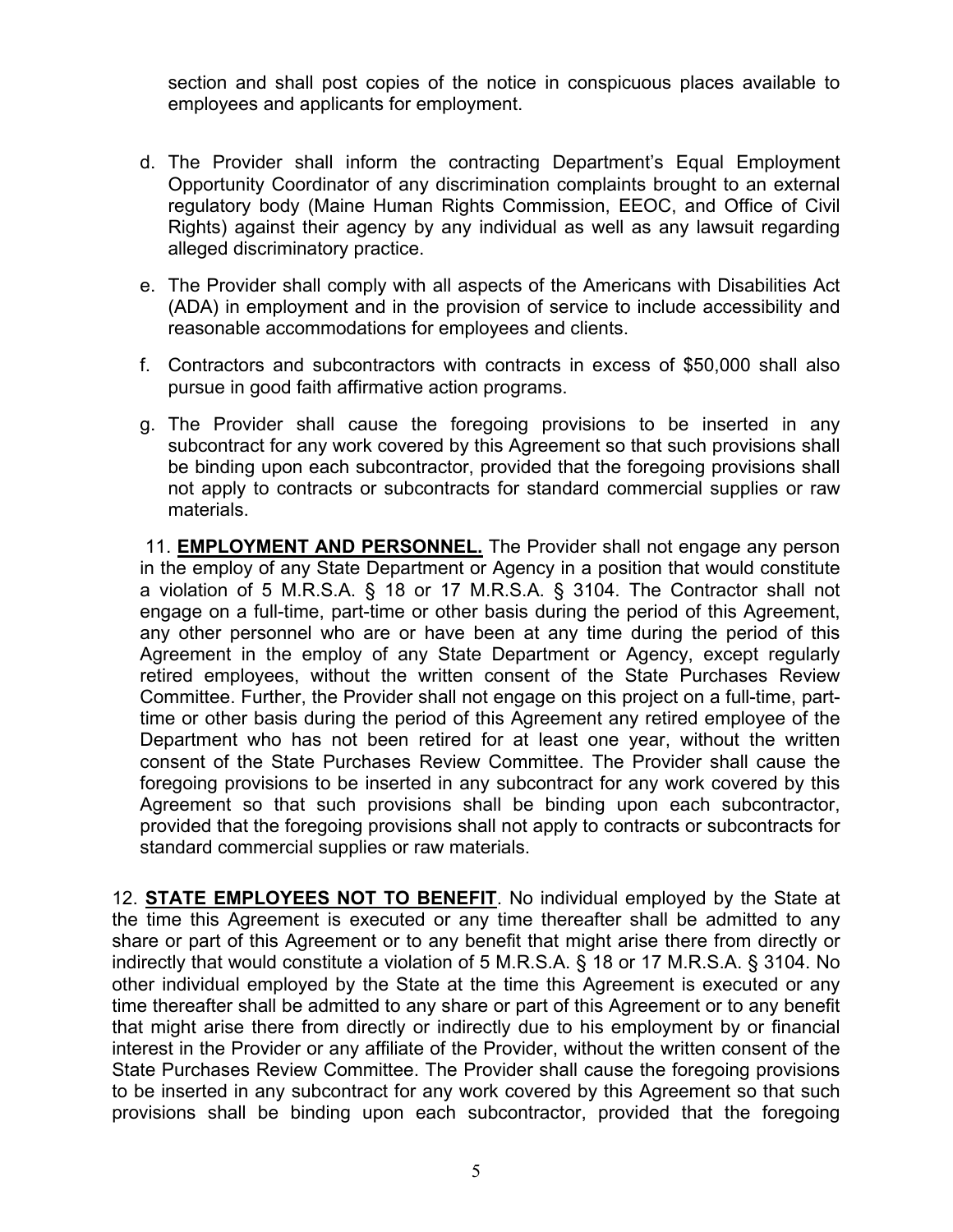section and shall post copies of the notice in conspicuous places available to employees and applicants for employment.

d. The Provider shall inform the contracting Department's Equal Employment Opportunity Coordinator of any discrimination complaints brought to an external regulatory body (Maine Human Rights Commission, EEOC, and Office of Civil Rights) against their agency by any individual as well as any lawsuit regarding alleged discriminatory practice.

e. The Provider shall comply with all aspects of the Americans with Disabilities Act (ADA) in employment and in the provision of service to include accessibility and reasonable accommodations for employees and clients.

f. Contractors and subcontractors with contracts in excess of $50,000 shall also pursue in good faith affirmative action programs.

g. The Provider shall cause the foregoing provisions to be inserted in any subcontract for any work covered by this Agreement so that such provisions shall be binding upon each subcontractor, provided that the foregoing provisions shall not apply to contracts or subcontracts for standard commercial supplies or raw materials.

11. **EMPLOYMENT AND PERSONNEL.** The Provider shall not engage any person in the employ of any State Department or Agency in a position that would constitute a violation of 5 M.R.S.A. § 18 or 17 M.R.S.A. § 3104. The Contractor shall not engage on a full-time, part-time or other basis during the period of this Agreement, any other personnel who are or have been at any time during the period of this Agreement in the employ of any State Department or Agency, except regularly retired employees, without the written consent of the State Purchases Review Committee. Further, the Provider shall not engage on this project on a full-time, part-time or other basis during the period of this Agreement any retired employee of the Department who has not been retired for at least one year, without the written consent of the State Purchases Review Committee. The Provider shall cause the foregoing provisions to be inserted in any subcontract for any work covered by this Agreement so that such provisions shall be binding upon each subcontractor, provided that the foregoing provisions shall not apply to contracts or subcontracts for standard commercial supplies or raw materials.

12. **STATE EMPLOYEES NOT TO BENEFIT**. No individual employed by the State at the time this Agreement is executed or any time thereafter shall be admitted to any share or part of this Agreement or to any benefit that might arise there from directly or indirectly that would constitute a violation of 5 M.R.S.A. § 18 or 17 M.R.S.A. § 3104. No other individual employed by the State at the time this Agreement is executed or any time thereafter shall be admitted to any share or part of this Agreement or to any benefit that might arise there from directly or indirectly due to his employment by or financial interest in the Provider or any affiliate of the Provider, without the written consent of the State Purchases Review Committee. The Provider shall cause the foregoing provisions to be inserted in any subcontract for any work covered by this Agreement so that such provisions shall be binding upon each subcontractor, provided that the foregoing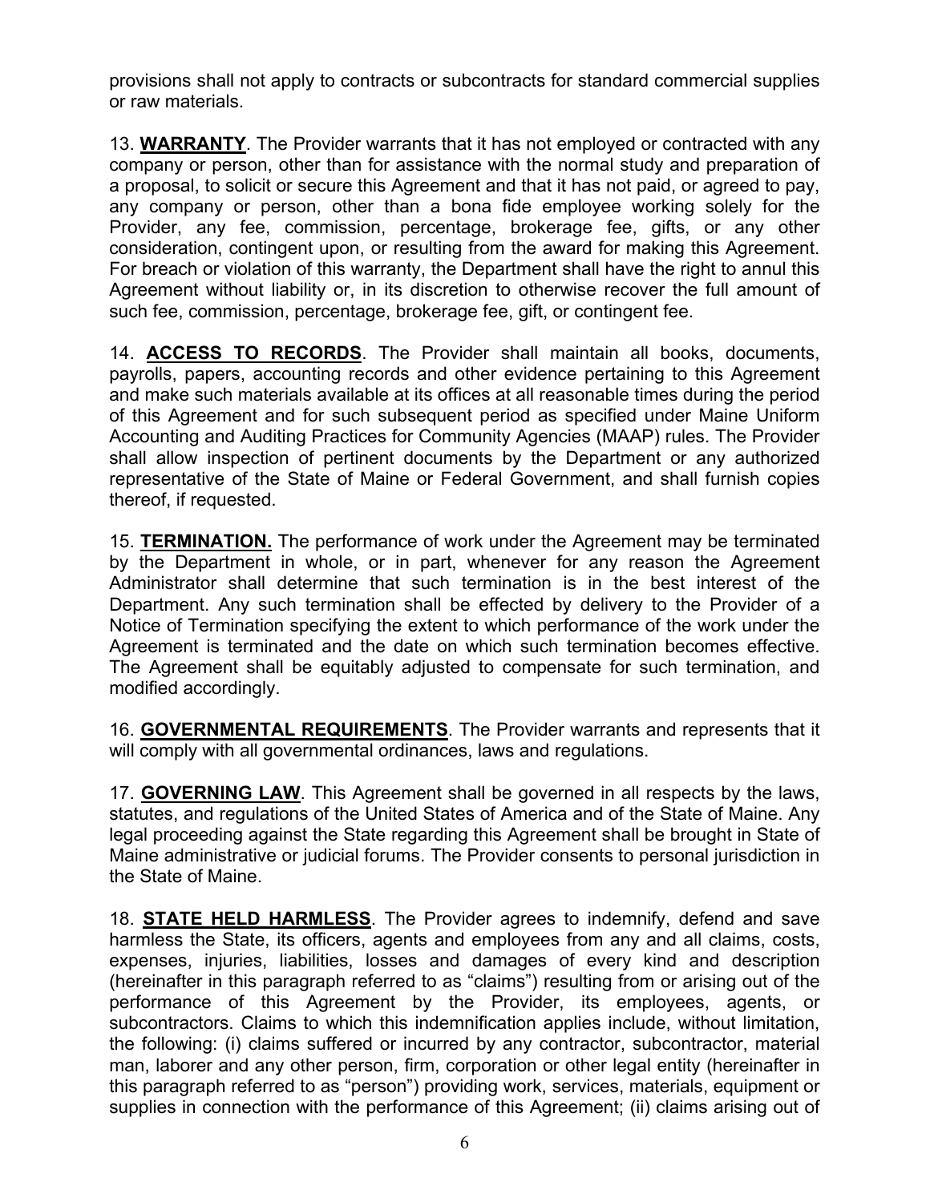provisions shall not apply to contracts or subcontracts for standard commercial supplies or raw materials.

13. **WARRANTY**. The Provider warrants that it has not employed or contracted with any company or person, other than for assistance with the normal study and preparation of a proposal, to solicit or secure this Agreement and that it has not paid, or agreed to pay, any company or person, other than a bona fide employee working solely for the Provider, any fee, commission, percentage, brokerage fee, gifts, or any other consideration, contingent upon, or resulting from the award for making this Agreement. For breach or violation of this warranty, the Department shall have the right to annul this Agreement without liability or, in its discretion to otherwise recover the full amount of such fee, commission, percentage, brokerage fee, gift, or contingent fee.

14. **ACCESS TO RECORDS**. The Provider shall maintain all books, documents, payrolls, papers, accounting records and other evidence pertaining to this Agreement and make such materials available at its offices at all reasonable times during the period of this Agreement and for such subsequent period as specified under Maine Uniform Accounting and Auditing Practices for Community Agencies (MAAP) rules. The Provider shall allow inspection of pertinent documents by the Department or any authorized representative of the State of Maine or Federal Government, and shall furnish copies thereof, if requested.

15. **TERMINATION.** The performance of work under the Agreement may be terminated by the Department in whole, or in part, whenever for any reason the Agreement Administrator shall determine that such termination is in the best interest of the Department. Any such termination shall be effected by delivery to the Provider of a Notice of Termination specifying the extent to which performance of the work under the Agreement is terminated and the date on which such termination becomes effective. The Agreement shall be equitably adjusted to compensate for such termination, and modified accordingly.

16. **GOVERNMENTAL REQUIREMENTS**. The Provider warrants and represents that it will comply with all governmental ordinances, laws and regulations.

17. **GOVERNING LAW**. This Agreement shall be governed in all respects by the laws, statutes, and regulations of the United States of America and of the State of Maine. Any legal proceeding against the State regarding this Agreement shall be brought in State of Maine administrative or judicial forums. The Provider consents to personal jurisdiction in the State of Maine.

18. **STATE HELD HARMLESS**. The Provider agrees to indemnify, defend and save harmless the State, its officers, agents and employees from any and all claims, costs, expenses, injuries, liabilities, losses and damages of every kind and description (hereinafter in this paragraph referred to as "claims") resulting from or arising out of the performance of this Agreement by the Provider, its employees, agents, or subcontractors. Claims to which this indemnification applies include, without limitation, the following: (i) claims suffered or incurred by any contractor, subcontractor, material man, laborer and any other person, firm, corporation or other legal entity (hereinafter in this paragraph referred to as "person") providing work, services, materials, equipment or supplies in connection with the performance of this Agreement; (ii) claims arising out of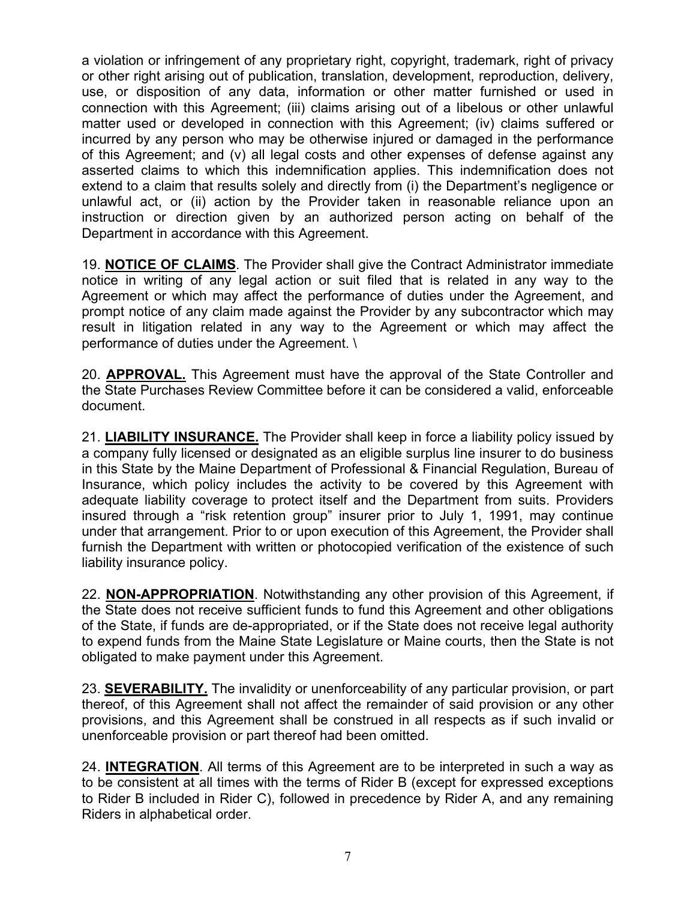a violation or infringement of any proprietary right, copyright, trademark, right of privacy or other right arising out of publication, translation, development, reproduction, delivery, use, or disposition of any data, information or other matter furnished or used in connection with this Agreement; (iii) claims arising out of a libelous or other unlawful matter used or developed in connection with this Agreement; (iv) claims suffered or incurred by any person who may be otherwise injured or damaged in the performance of this Agreement; and (v) all legal costs and other expenses of defense against any asserted claims to which this indemnification applies. This indemnification does not extend to a claim that results solely and directly from (i) the Department's negligence or unlawful act, or (ii) action by the Provider taken in reasonable reliance upon an instruction or direction given by an authorized person acting on behalf of the Department in accordance with this Agreement.

19. **NOTICE OF CLAIMS**. The Provider shall give the Contract Administrator immediate notice in writing of any legal action or suit filed that is related in any way to the Agreement or which may affect the performance of duties under the Agreement, and prompt notice of any claim made against the Provider by any subcontractor which may result in litigation related in any way to the Agreement or which may affect the performance of duties under the Agreement. \

20. **APPROVAL.** This Agreement must have the approval of the State Controller and the State Purchases Review Committee before it can be considered a valid, enforceable document.

21. **LIABILITY INSURANCE.** The Provider shall keep in force a liability policy issued by a company fully licensed or designated as an eligible surplus line insurer to do business in this State by the Maine Department of Professional & Financial Regulation, Bureau of Insurance, which policy includes the activity to be covered by this Agreement with adequate liability coverage to protect itself and the Department from suits. Providers insured through a "risk retention group" insurer prior to July 1, 1991, may continue under that arrangement. Prior to or upon execution of this Agreement, the Provider shall furnish the Department with written or photocopied verification of the existence of such liability insurance policy.

22. **NON-APPROPRIATION**. Notwithstanding any other provision of this Agreement, if the State does not receive sufficient funds to fund this Agreement and other obligations of the State, if funds are de-appropriated, or if the State does not receive legal authority to expend funds from the Maine State Legislature or Maine courts, then the State is not obligated to make payment under this Agreement.

23. **SEVERABILITY.** The invalidity or unenforceability of any particular provision, or part thereof, of this Agreement shall not affect the remainder of said provision or any other provisions, and this Agreement shall be construed in all respects as if such invalid or unenforceable provision or part thereof had been omitted.

24. **INTEGRATION**. All terms of this Agreement are to be interpreted in such a way as to be consistent at all times with the terms of Rider B (except for expressed exceptions to Rider B included in Rider C), followed in precedence by Rider A, and any remaining Riders in alphabetical order.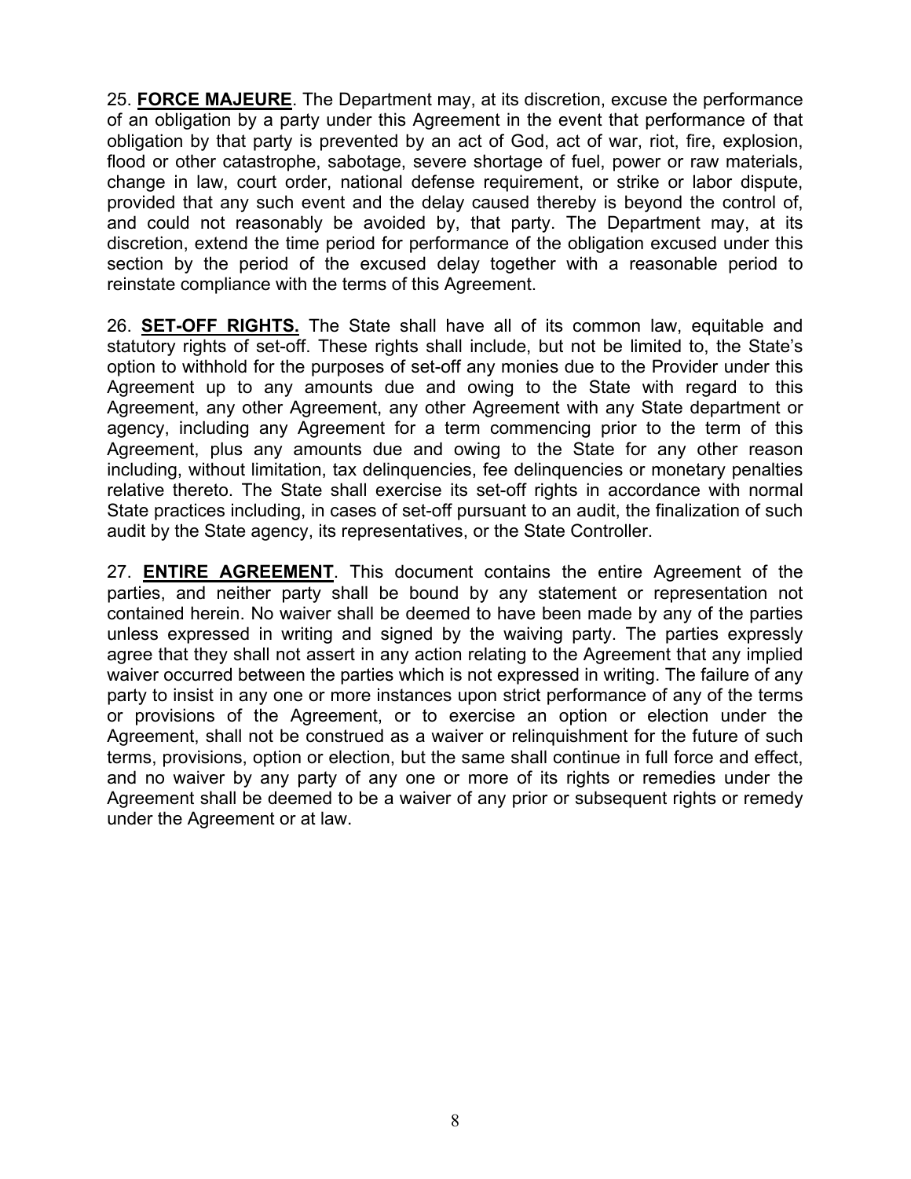25. **FORCE MAJEURE**. The Department may, at its discretion, excuse the performance of an obligation by a party under this Agreement in the event that performance of that obligation by that party is prevented by an act of God, act of war, riot, fire, explosion, flood or other catastrophe, sabotage, severe shortage of fuel, power or raw materials, change in law, court order, national defense requirement, or strike or labor dispute, provided that any such event and the delay caused thereby is beyond the control of, and could not reasonably be avoided by, that party. The Department may, at its discretion, extend the time period for performance of the obligation excused under this section by the period of the excused delay together with a reasonable period to reinstate compliance with the terms of this Agreement.

26. **SET-OFF RIGHTS.** The State shall have all of its common law, equitable and statutory rights of set-off. These rights shall include, but not be limited to, the State's option to withhold for the purposes of set-off any monies due to the Provider under this Agreement up to any amounts due and owing to the State with regard to this Agreement, any other Agreement, any other Agreement with any State department or agency, including any Agreement for a term commencing prior to the term of this Agreement, plus any amounts due and owing to the State for any other reason including, without limitation, tax delinquencies, fee delinquencies or monetary penalties relative thereto. The State shall exercise its set-off rights in accordance with normal State practices including, in cases of set-off pursuant to an audit, the finalization of such audit by the State agency, its representatives, or the State Controller.

27. **ENTIRE AGREEMENT**. This document contains the entire Agreement of the parties, and neither party shall be bound by any statement or representation not contained herein. No waiver shall be deemed to have been made by any of the parties unless expressed in writing and signed by the waiving party. The parties expressly agree that they shall not assert in any action relating to the Agreement that any implied waiver occurred between the parties which is not expressed in writing. The failure of any party to insist in any one or more instances upon strict performance of any of the terms or provisions of the Agreement, or to exercise an option or election under the Agreement, shall not be construed as a waiver or relinquishment for the future of such terms, provisions, option or election, but the same shall continue in full force and effect, and no waiver by any party of any one or more of its rights or remedies under the Agreement shall be deemed to be a waiver of any prior or subsequent rights or remedy under the Agreement or at law.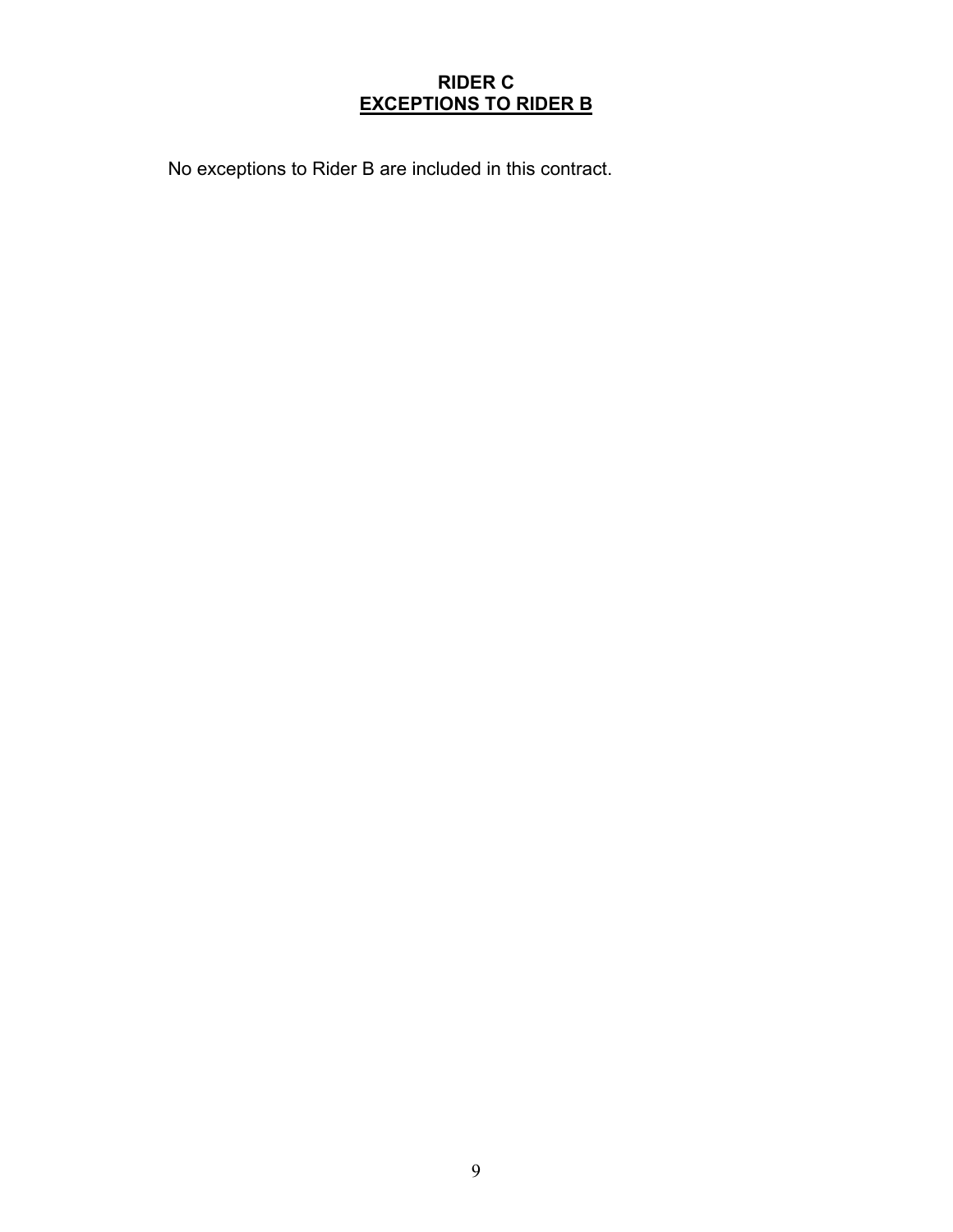# RIDER C
## EXCEPTIONS TO RIDER B

No exceptions to Rider B are included in this contract.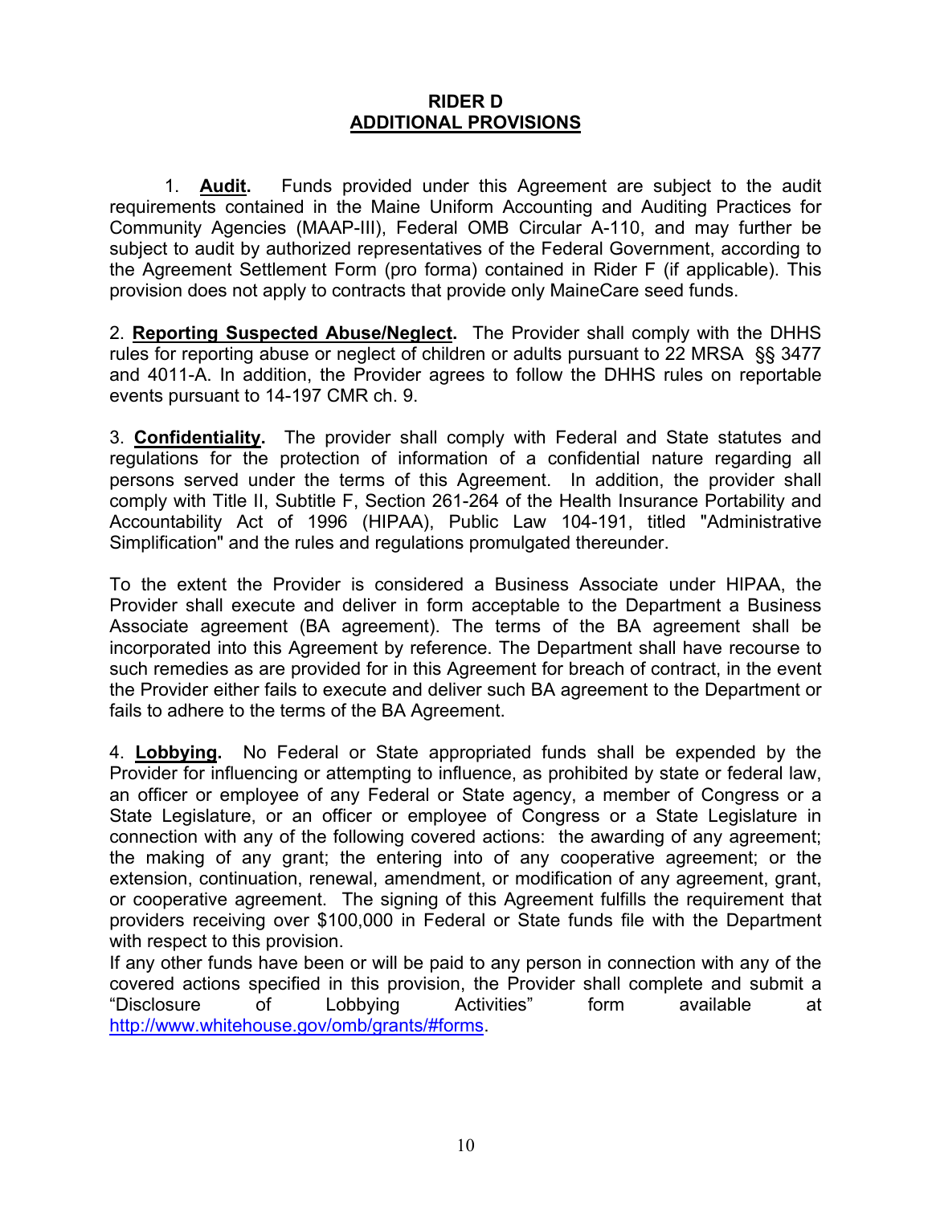# RIDER D
## ADDITIONAL PROVISIONS

1. **Audit.** Funds provided under this Agreement are subject to the audit requirements contained in the Maine Uniform Accounting and Auditing Practices for Community Agencies (MAAP-III), Federal OMB Circular A-110, and may further be subject to audit by authorized representatives of the Federal Government, according to the Agreement Settlement Form (pro forma) contained in Rider F (if applicable). This provision does not apply to contracts that provide only MaineCare seed funds.

2. **Reporting Suspected Abuse/Neglect.** The Provider shall comply with the DHHS rules for reporting abuse or neglect of children or adults pursuant to 22 MRSA §§ 3477 and 4011-A. In addition, the Provider agrees to follow the DHHS rules on reportable events pursuant to 14-197 CMR ch. 9.

3. **Confidentiality.** The provider shall comply with Federal and State statutes and regulations for the protection of information of a confidential nature regarding all persons served under the terms of this Agreement. In addition, the provider shall comply with Title II, Subtitle F, Section 261-264 of the Health Insurance Portability and Accountability Act of 1996 (HIPAA), Public Law 104-191, titled "Administrative Simplification" and the rules and regulations promulgated thereunder.

To the extent the Provider is considered a Business Associate under HIPAA, the Provider shall execute and deliver in form acceptable to the Department a Business Associate agreement (BA agreement). The terms of the BA agreement shall be incorporated into this Agreement by reference. The Department shall have recourse to such remedies as are provided for in this Agreement for breach of contract, in the event the Provider either fails to execute and deliver such BA agreement to the Department or fails to adhere to the terms of the BA Agreement.

4. **Lobbying.** No Federal or State appropriated funds shall be expended by the Provider for influencing or attempting to influence, as prohibited by state or federal law, an officer or employee of any Federal or State agency, a member of Congress or a State Legislature, or an officer or employee of Congress or a State Legislature in connection with any of the following covered actions: the awarding of any agreement; the making of any grant; the entering into of any cooperative agreement; or the extension, continuation, renewal, amendment, or modification of any agreement, grant, or cooperative agreement. The signing of this Agreement fulfills the requirement that providers receiving over $100,000 in Federal or State funds file with the Department with respect to this provision.

If any other funds have been or will be paid to any person in connection with any of the covered actions specified in this provision, the Provider shall complete and submit a "Disclosure of Lobbying Activities" form available at http://www.whitehouse.gov/omb/grants/#forms.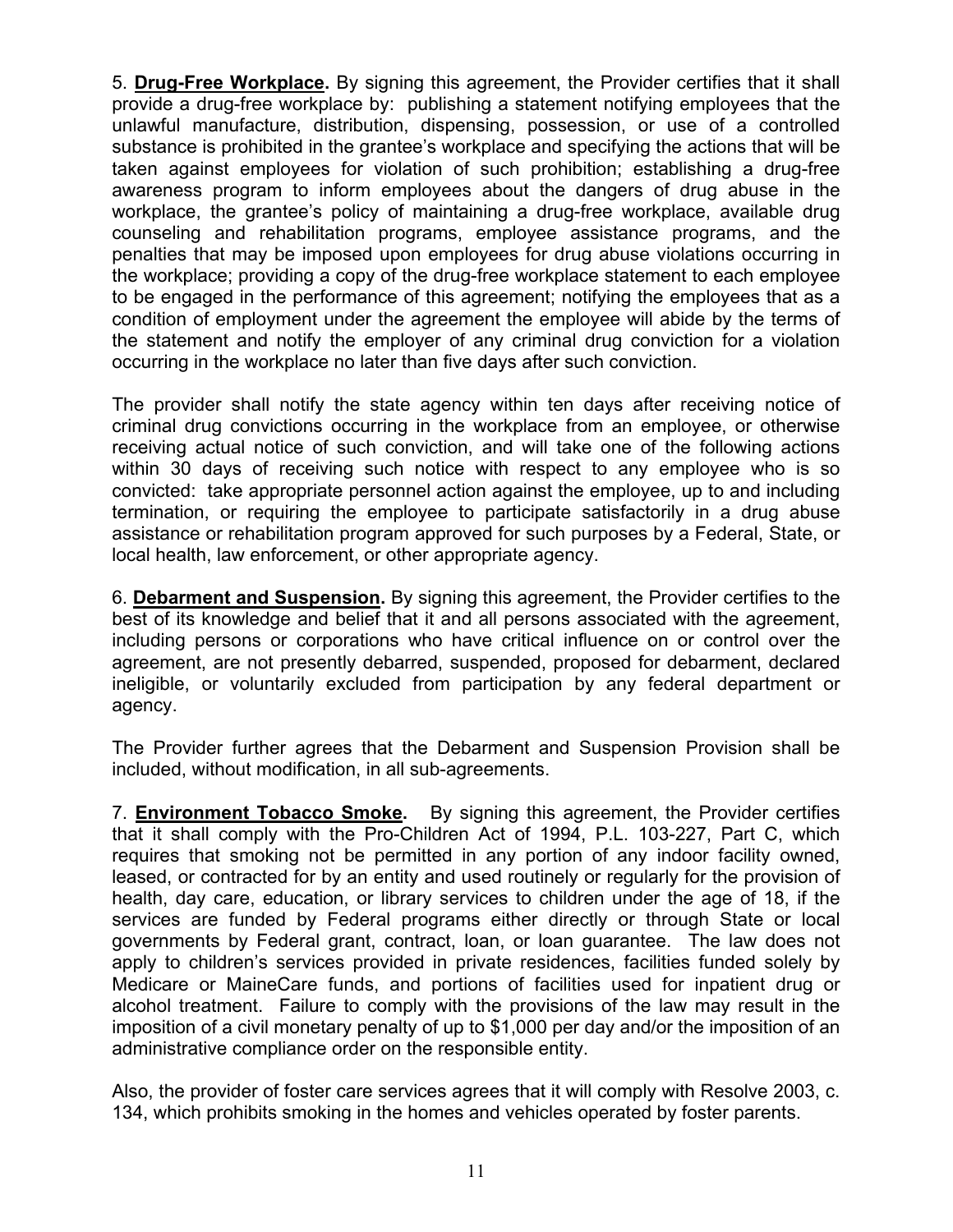5. **<u>Drug-Free Workplace</u>.** By signing this agreement, the Provider certifies that it shall provide a drug-free workplace by: publishing a statement notifying employees that the unlawful manufacture, distribution, dispensing, possession, or use of a controlled substance is prohibited in the grantee's workplace and specifying the actions that will be taken against employees for violation of such prohibition; establishing a drug-free awareness program to inform employees about the dangers of drug abuse in the workplace, the grantee's policy of maintaining a drug-free workplace, available drug counseling and rehabilitation programs, employee assistance programs, and the penalties that may be imposed upon employees for drug abuse violations occurring in the workplace; providing a copy of the drug-free workplace statement to each employee to be engaged in the performance of this agreement; notifying the employees that as a condition of employment under the agreement the employee will abide by the terms of the statement and notify the employer of any criminal drug conviction for a violation occurring in the workplace no later than five days after such conviction.

The provider shall notify the state agency within ten days after receiving notice of criminal drug convictions occurring in the workplace from an employee, or otherwise receiving actual notice of such conviction, and will take one of the following actions within 30 days of receiving such notice with respect to any employee who is so convicted: take appropriate personnel action against the employee, up to and including termination, or requiring the employee to participate satisfactorily in a drug abuse assistance or rehabilitation program approved for such purposes by a Federal, State, or local health, law enforcement, or other appropriate agency.

6. **<u>Debarment and Suspension</u>.** By signing this agreement, the Provider certifies to the best of its knowledge and belief that it and all persons associated with the agreement, including persons or corporations who have critical influence on or control over the agreement, are not presently debarred, suspended, proposed for debarment, declared ineligible, or voluntarily excluded from participation by any federal department or agency.

The Provider further agrees that the Debarment and Suspension Provision shall be included, without modification, in all sub-agreements.

7. **<u>Environment Tobacco Smoke</u>.** By signing this agreement, the Provider certifies that it shall comply with the Pro-Children Act of 1994, P.L. 103-227, Part C, which requires that smoking not be permitted in any portion of any indoor facility owned, leased, or contracted for by an entity and used routinely or regularly for the provision of health, day care, education, or library services to children under the age of 18, if the services are funded by Federal programs either directly or through State or local governments by Federal grant, contract, loan, or loan guarantee. The law does not apply to children's services provided in private residences, facilities funded solely by Medicare or MaineCare funds, and portions of facilities used for inpatient drug or alcohol treatment. Failure to comply with the provisions of the law may result in the imposition of a civil monetary penalty of up to $1,000 per day and/or the imposition of an administrative compliance order on the responsible entity.

Also, the provider of foster care services agrees that it will comply with Resolve 2003, c. 134, which prohibits smoking in the homes and vehicles operated by foster parents.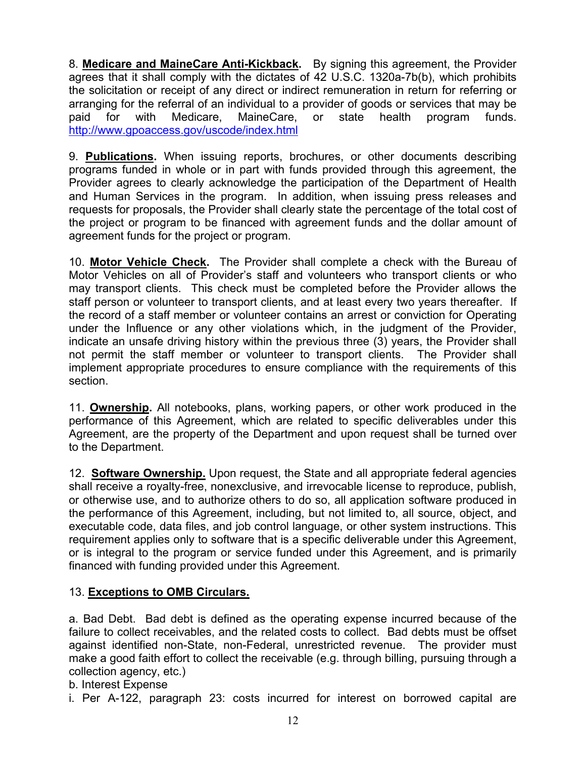8. **Medicare and MaineCare Anti-Kickback.** By signing this agreement, the Provider agrees that it shall comply with the dictates of 42 U.S.C. 1320a-7b(b), which prohibits the solicitation or receipt of any direct or indirect remuneration in return for referring or arranging for the referral of an individual to a provider of goods or services that may be paid for with Medicare, MaineCare, or state health program funds. http://www.gpoaccess.gov/uscode/index.html

9. **Publications.** When issuing reports, brochures, or other documents describing programs funded in whole or in part with funds provided through this agreement, the Provider agrees to clearly acknowledge the participation of the Department of Health and Human Services in the program. In addition, when issuing press releases and requests for proposals, the Provider shall clearly state the percentage of the total cost of the project or program to be financed with agreement funds and the dollar amount of agreement funds for the project or program.

10. **Motor Vehicle Check.** The Provider shall complete a check with the Bureau of Motor Vehicles on all of Provider's staff and volunteers who transport clients or who may transport clients. This check must be completed before the Provider allows the staff person or volunteer to transport clients, and at least every two years thereafter. If the record of a staff member or volunteer contains an arrest or conviction for Operating under the Influence or any other violations which, in the judgment of the Provider, indicate an unsafe driving history within the previous three (3) years, the Provider shall not permit the staff member or volunteer to transport clients. The Provider shall implement appropriate procedures to ensure compliance with the requirements of this section.

11. **Ownership.** All notebooks, plans, working papers, or other work produced in the performance of this Agreement, which are related to specific deliverables under this Agreement, are the property of the Department and upon request shall be turned over to the Department.

12. **Software Ownership.** Upon request, the State and all appropriate federal agencies shall receive a royalty-free, nonexclusive, and irrevocable license to reproduce, publish, or otherwise use, and to authorize others to do so, all application software produced in the performance of this Agreement, including, but not limited to, all source, object, and executable code, data files, and job control language, or other system instructions. This requirement applies only to software that is a specific deliverable under this Agreement, or is integral to the program or service funded under this Agreement, and is primarily financed with funding provided under this Agreement.

13. **Exceptions to OMB Circulars.**

a. Bad Debt. Bad debt is defined as the operating expense incurred because of the failure to collect receivables, and the related costs to collect. Bad debts must be offset against identified non-State, non-Federal, unrestricted revenue. The provider must make a good faith effort to collect the receivable (e.g. through billing, pursuing through a collection agency, etc.)

b. Interest Expense

i. Per A-122, paragraph 23: costs incurred for interest on borrowed capital are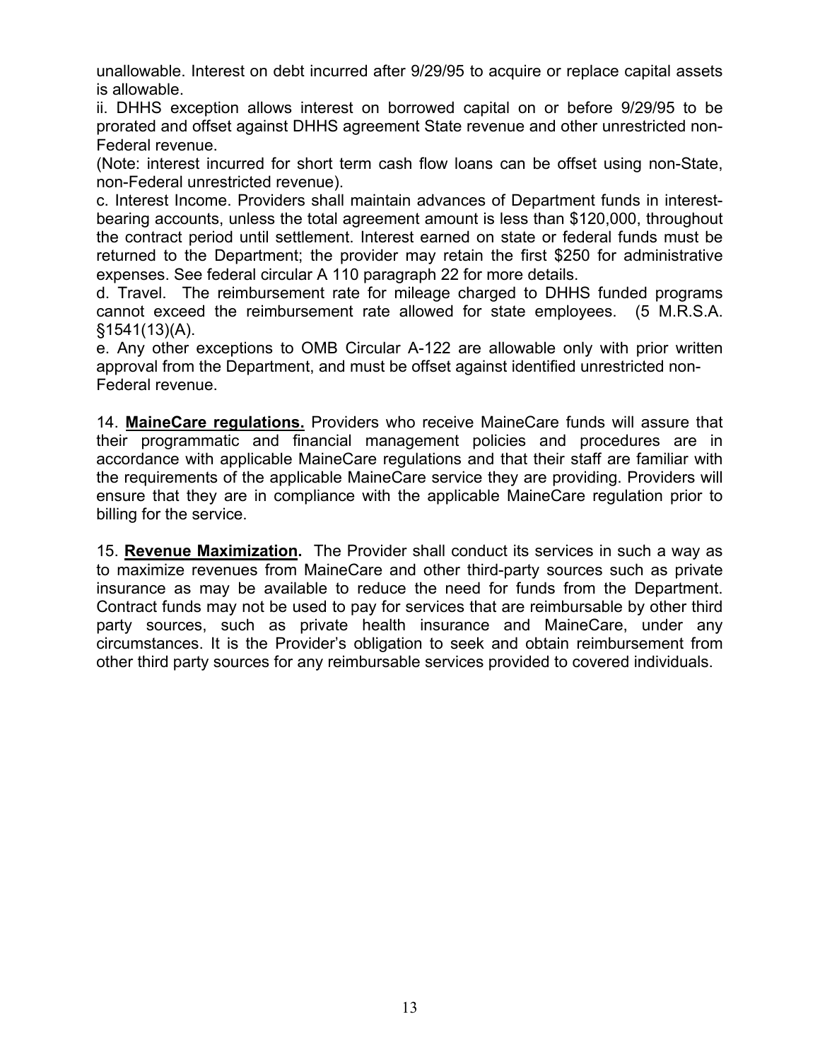unallowable. Interest on debt incurred after 9/29/95 to acquire or replace capital assets is allowable.

ii. DHHS exception allows interest on borrowed capital on or before 9/29/95 to be prorated and offset against DHHS agreement State revenue and other unrestricted non-Federal revenue.

(Note: interest incurred for short term cash flow loans can be offset using non-State, non-Federal unrestricted revenue).

c. Interest Income. Providers shall maintain advances of Department funds in interest-bearing accounts, unless the total agreement amount is less than $120,000, throughout the contract period until settlement. Interest earned on state or federal funds must be returned to the Department; the provider may retain the first $250 for administrative expenses. See federal circular A 110 paragraph 22 for more details.

d. Travel. The reimbursement rate for mileage charged to DHHS funded programs cannot exceed the reimbursement rate allowed for state employees. (5 M.R.S.A. §1541(13)(A).

e. Any other exceptions to OMB Circular A-122 are allowable only with prior written approval from the Department, and must be offset against identified unrestricted non-Federal revenue.

14. **MaineCare regulations.** Providers who receive MaineCare funds will assure that their programmatic and financial management policies and procedures are in accordance with applicable MaineCare regulations and that their staff are familiar with the requirements of the applicable MaineCare service they are providing. Providers will ensure that they are in compliance with the applicable MaineCare regulation prior to billing for the service.

15. **Revenue Maximization.** The Provider shall conduct its services in such a way as to maximize revenues from MaineCare and other third-party sources such as private insurance as may be available to reduce the need for funds from the Department. Contract funds may not be used to pay for services that are reimbursable by other third party sources, such as private health insurance and MaineCare, under any circumstances. It is the Provider's obligation to seek and obtain reimbursement from other third party sources for any reimbursable services provided to covered individuals.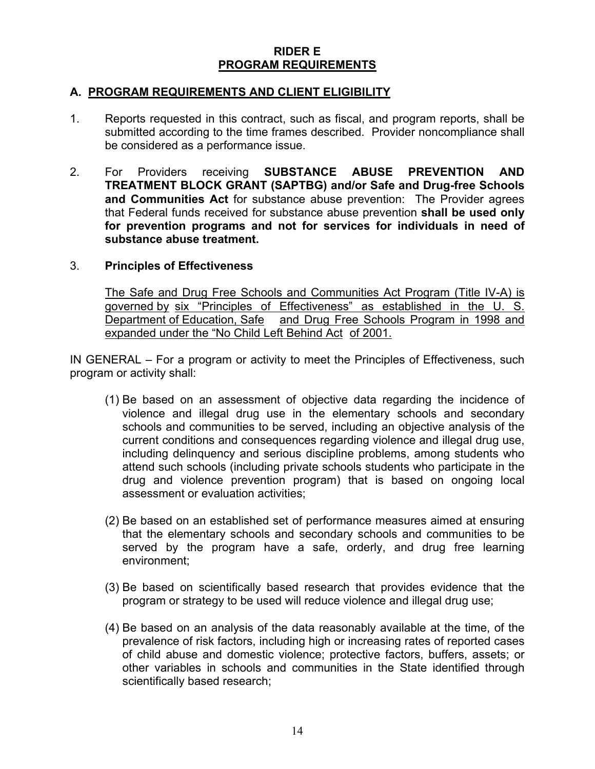## RIDER E
## PROGRAM REQUIREMENTS

### A. PROGRAM REQUIREMENTS AND CLIENT ELIGIBILITY

1. Reports requested in this contract, such as fiscal, and program reports, shall be submitted according to the time frames described. Provider noncompliance shall be considered as a performance issue.

2. For Providers receiving **SUBSTANCE ABUSE PREVENTION AND TREATMENT BLOCK GRANT (SAPTBG) and/or Safe and Drug-free Schools and Communities Act** for substance abuse prevention: The Provider agrees that Federal funds received for substance abuse prevention **shall be used only for prevention programs and not for services for individuals in need of substance abuse treatment.**

3. **Principles of Effectiveness**

   The Safe and Drug Free Schools and Communities Act Program (Title IV-A) is governed by six "Principles of Effectiveness" as established in the U. S. Department of Education, Safe and Drug Free Schools Program in 1998 and expanded under the "No Child Left Behind Act of 2001.

IN GENERAL – For a program or activity to meet the Principles of Effectiveness, such program or activity shall:

(1) Be based on an assessment of objective data regarding the incidence of violence and illegal drug use in the elementary schools and secondary schools and communities to be served, including an objective analysis of the current conditions and consequences regarding violence and illegal drug use, including delinquency and serious discipline problems, among students who attend such schools (including private schools students who participate in the drug and violence prevention program) that is based on ongoing local assessment or evaluation activities;

(2) Be based on an established set of performance measures aimed at ensuring that the elementary schools and secondary schools and communities to be served by the program have a safe, orderly, and drug free learning environment;

(3) Be based on scientifically based research that provides evidence that the program or strategy to be used will reduce violence and illegal drug use;

(4) Be based on an analysis of the data reasonably available at the time, of the prevalence of risk factors, including high or increasing rates of reported cases of child abuse and domestic violence; protective factors, buffers, assets; or other variables in schools and communities in the State identified through scientifically based research;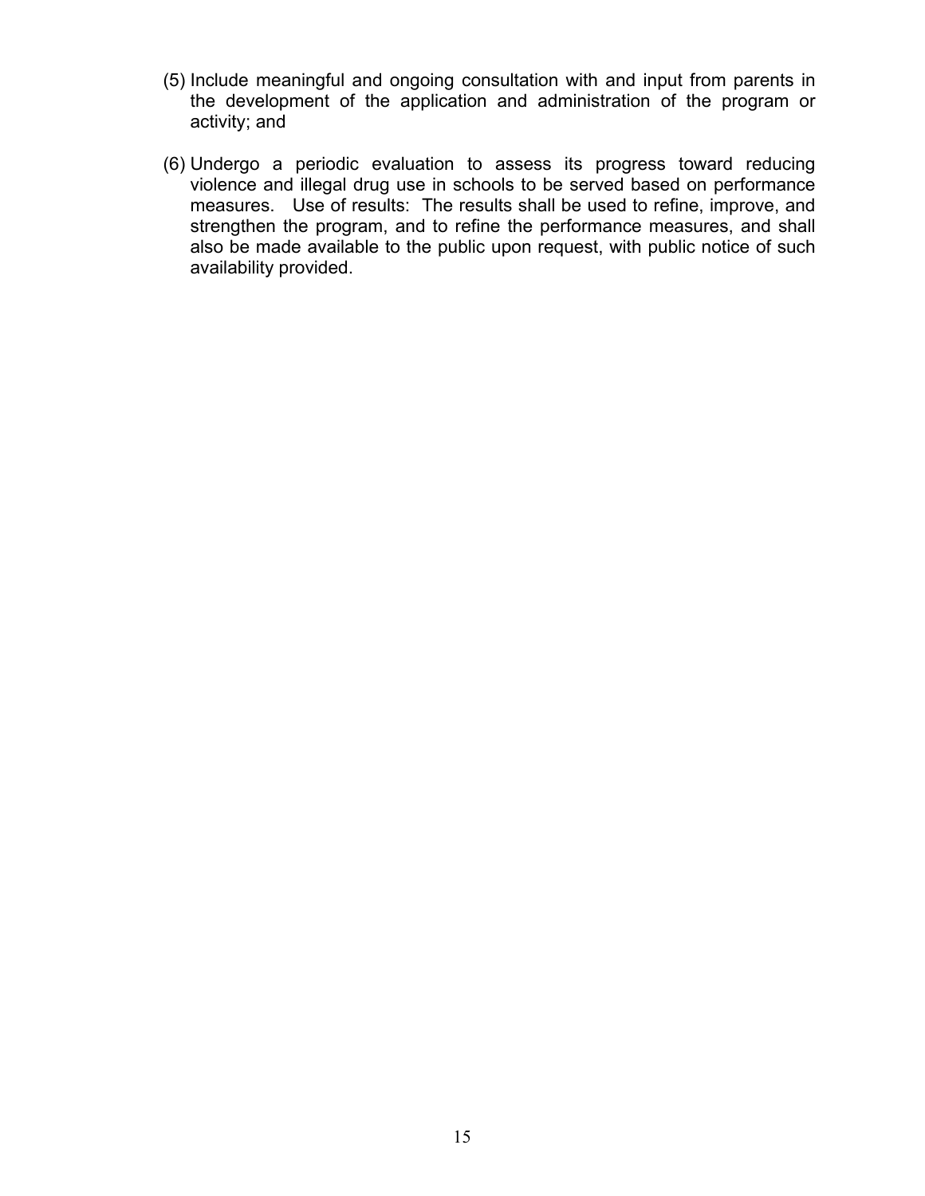(5) Include meaningful and ongoing consultation with and input from parents in the development of the application and administration of the program or activity; and

(6) Undergo a periodic evaluation to assess its progress toward reducing violence and illegal drug use in schools to be served based on performance measures. Use of results: The results shall be used to refine, improve, and strengthen the program, and to refine the performance measures, and shall also be made available to the public upon request, with public notice of such availability provided.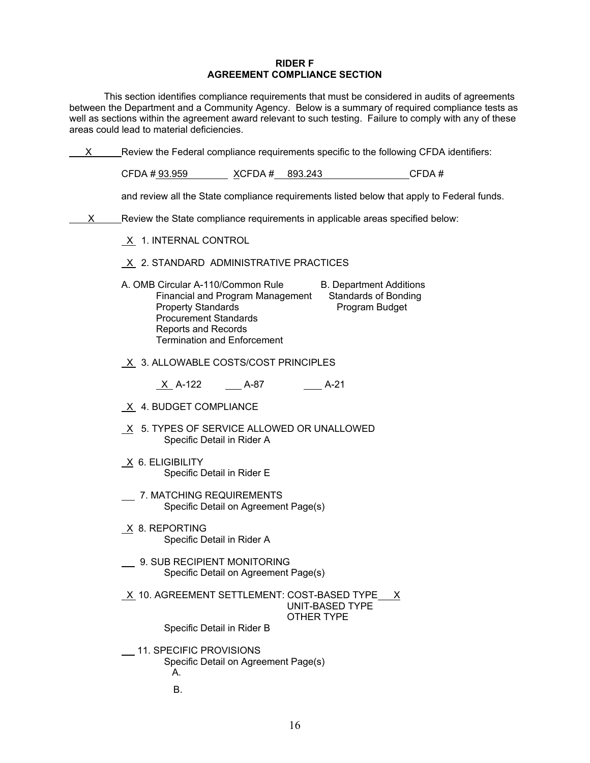**RIDER F**
**AGREEMENT COMPLIANCE SECTION**

This section identifies compliance requirements that must be considered in audits of agreements between the Department and a Community Agency. Below is a summary of required compliance tests as well as sections within the agreement award relevant to such testing. Failure to comply with any of these areas could lead to material deficiencies.

\_\_X\_\_ Review the Federal compliance requirements specific to the following CFDA identifiers:

CFDA # 93.959 X CFDA # 893.243 CFDA #

and review all the State compliance requirements listed below that apply to Federal funds.

\_\_X\_\_ Review the State compliance requirements in applicable areas specified below:

X 1. INTERNAL CONTROL

X 2. STANDARD ADMINISTRATIVE PRACTICES

A. OMB Circular A-110/Common Rule
- Financial and Program Management
- Property Standards
- Procurement Standards
- Reports and Records
- Termination and Enforcement

B. Department Additions
- Standards of Bonding
- Program Budget

X 3. ALLOWABLE COSTS/COST PRINCIPLES

X A-122 \_\_ A-87 \_\_ A-21

X 4. BUDGET COMPLIANCE

X 5. TYPES OF SERVICE ALLOWED OR UNALLOWED
Specific Detail in Rider A

X 6. ELIGIBILITY
Specific Detail in Rider E

\_\_ 7. MATCHING REQUIREMENTS
Specific Detail on Agreement Page(s)

X 8. REPORTING
Specific Detail in Rider A

\_\_ 9. SUB RECIPIENT MONITORING
Specific Detail on Agreement Page(s)

X 10. AGREEMENT SETTLEMENT: COST-BASED TYPE X
UNIT-BASED TYPE
OTHER TYPE
Specific Detail in Rider B

\_\_ 11. SPECIFIC PROVISIONS
Specific Detail on Agreement Page(s)
A.
B.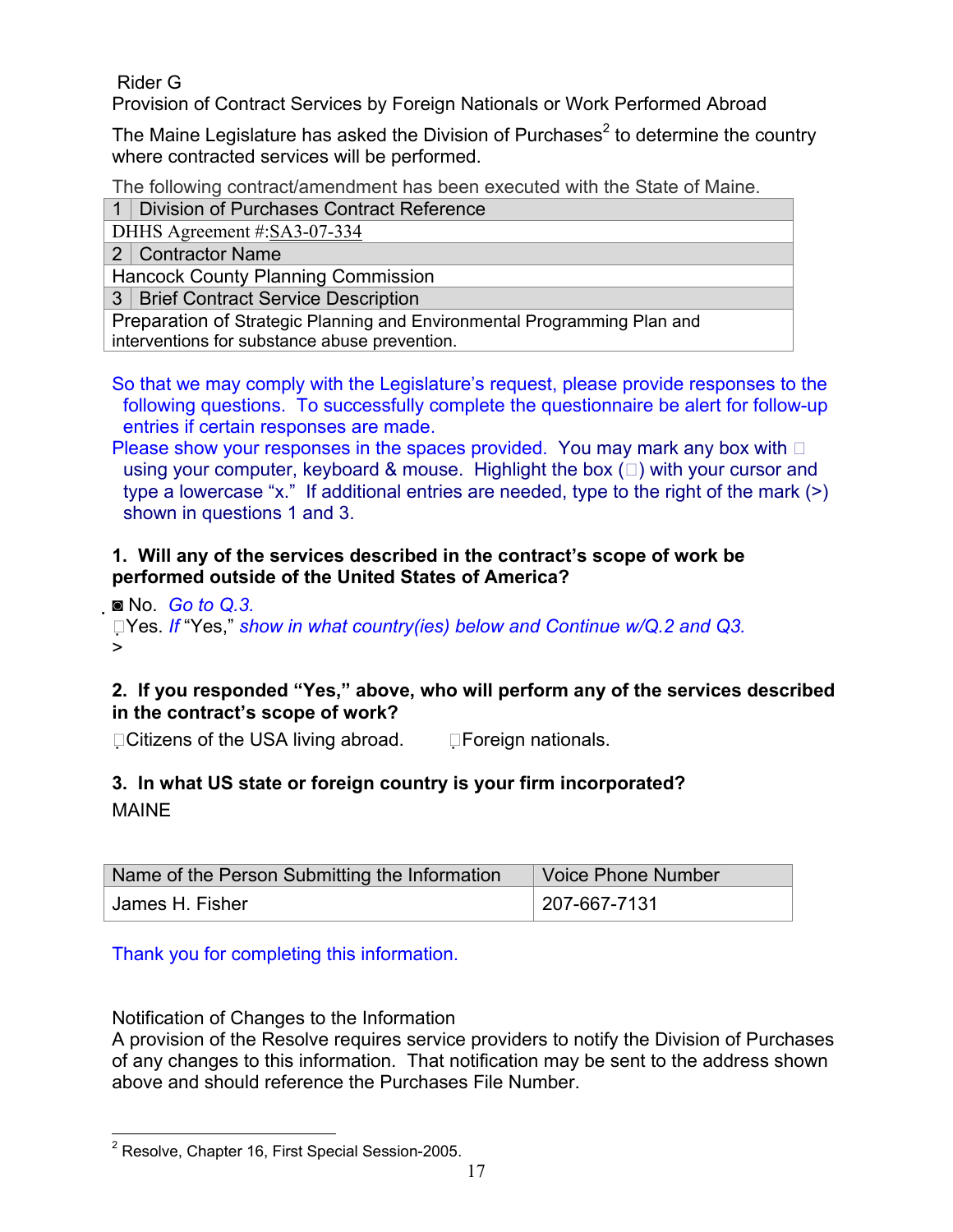Rider G

Provision of Contract Services by Foreign Nationals or Work Performed Abroad

The Maine Legislature has asked the Division of Purchases[2] to determine the country where contracted services will be performed.

The following contract/amendment has been executed with the State of Maine.

| | |
|---|---|
| 1 | Division of Purchases Contract Reference |
| DHHS Agreement #:SA3-07-334 | |
| 2 | Contractor Name |
| Hancock County Planning Commission | |
| 3 | Brief Contract Service Description |
| Preparation of Strategic Planning and Environmental Programming Plan and interventions for substance abuse prevention. | |

So that we may comply with the Legislature's request, please provide responses to the following questions. To successfully complete the questionnaire be alert for follow-up entries if certain responses are made.

Please show your responses in the spaces provided. You may mark any box with ☐ using your computer, keyboard & mouse. Highlight the box (☐) with your cursor and type a lowercase "x." If additional entries are needed, type to the right of the mark (>) shown in questions 1 and 3.

**1. Will any of the services described in the contract's scope of work be performed outside of the United States of America?**

◙ No. *Go to Q.3.*

☐Yes. *If* "Yes," *show in what country(ies) below and Continue w/Q.2 and Q3.*

>

**2. If you responded "Yes," above, who will perform any of the services described in the contract's scope of work?**

☐Citizens of the USA living abroad. ☐Foreign nationals.

**3. In what US state or foreign country is your firm incorporated?**

MAINE

| Name of the Person Submitting the Information | Voice Phone Number |
|---|---|
| James H. Fisher | 207-667-7131 |

Thank you for completing this information.

Notification of Changes to the Information

A provision of the Resolve requires service providers to notify the Division of Purchases of any changes to this information. That notification may be sent to the address shown above and should reference the Purchases File Number.

[2] Resolve, Chapter 16, First Special Session-2005.